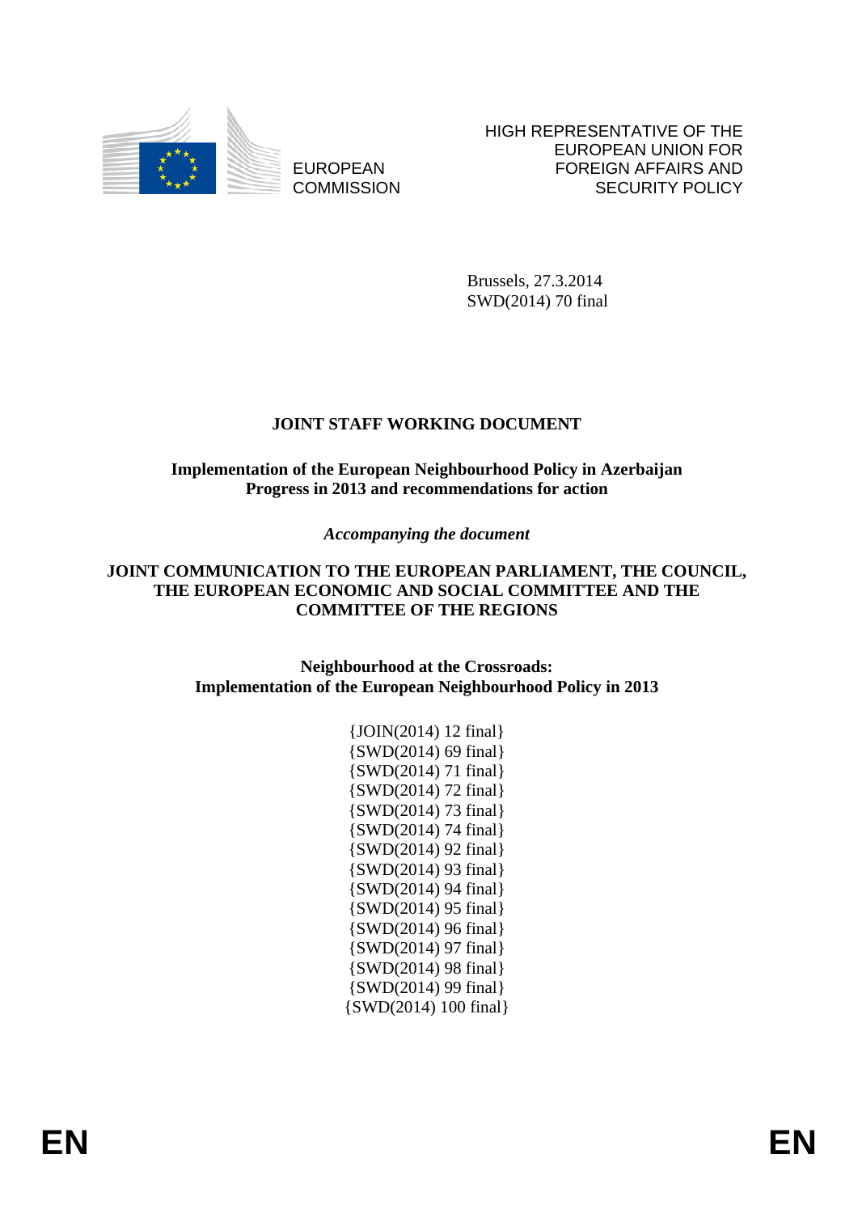EUROPEAN COMMISSION

HIGH REPRESENTATIVE OF THE EUROPEAN UNION FOR FOREIGN AFFAIRS AND SECURITY POLICY

Brussels, 27.3.2014
SWD(2014) 70 final

# JOINT STAFF WORKING DOCUMENT

**Implementation of the European Neighbourhood Policy in Azerbaijan**
**Progress in 2013 and recommendations for action**

*Accompanying the document*

**JOINT COMMUNICATION TO THE EUROPEAN PARLIAMENT, THE COUNCIL, THE EUROPEAN ECONOMIC AND SOCIAL COMMITTEE AND THE COMMITTEE OF THE REGIONS**

**Neighbourhood at the Crossroads:**
**Implementation of the European Neighbourhood Policy in 2013**

{JOIN(2014) 12 final}
{SWD(2014) 69 final}
{SWD(2014) 71 final}
{SWD(2014) 72 final}
{SWD(2014) 73 final}
{SWD(2014) 74 final}
{SWD(2014) 92 final}
{SWD(2014) 93 final}
{SWD(2014) 94 final}
{SWD(2014) 95 final}
{SWD(2014) 96 final}
{SWD(2014) 97 final}
{SWD(2014) 98 final}
{SWD(2014) 99 final}
{SWD(2014) 100 final}

EN EN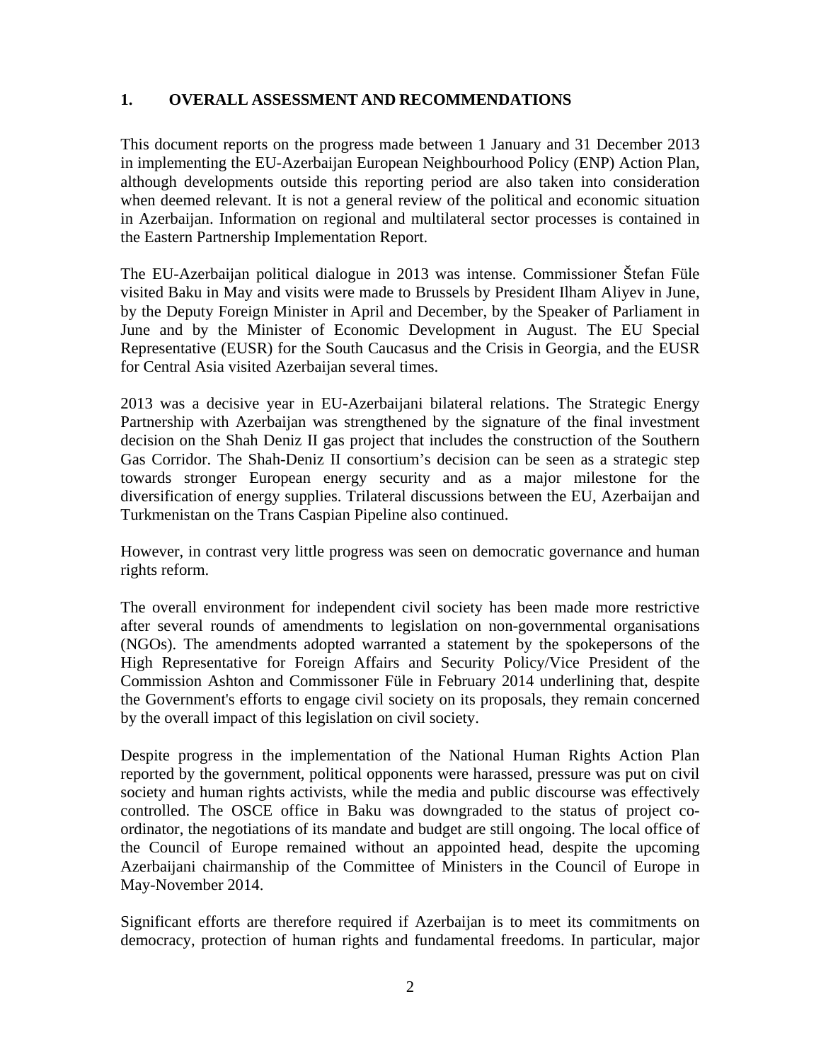## 1. OVERALL ASSESSMENT AND RECOMMENDATIONS

This document reports on the progress made between 1 January and 31 December 2013 in implementing the EU-Azerbaijan European Neighbourhood Policy (ENP) Action Plan, although developments outside this reporting period are also taken into consideration when deemed relevant. It is not a general review of the political and economic situation in Azerbaijan. Information on regional and multilateral sector processes is contained in the Eastern Partnership Implementation Report.

The EU-Azerbaijan political dialogue in 2013 was intense. Commissioner Štefan Füle visited Baku in May and visits were made to Brussels by President Ilham Aliyev in June, by the Deputy Foreign Minister in April and December, by the Speaker of Parliament in June and by the Minister of Economic Development in August. The EU Special Representative (EUSR) for the South Caucasus and the Crisis in Georgia, and the EUSR for Central Asia visited Azerbaijan several times.

2013 was a decisive year in EU-Azerbaijani bilateral relations. The Strategic Energy Partnership with Azerbaijan was strengthened by the signature of the final investment decision on the Shah Deniz II gas project that includes the construction of the Southern Gas Corridor. The Shah-Deniz II consortium's decision can be seen as a strategic step towards stronger European energy security and as a major milestone for the diversification of energy supplies. Trilateral discussions between the EU, Azerbaijan and Turkmenistan on the Trans Caspian Pipeline also continued.

However, in contrast very little progress was seen on democratic governance and human rights reform.

The overall environment for independent civil society has been made more restrictive after several rounds of amendments to legislation on non-governmental organisations (NGOs). The amendments adopted warranted a statement by the spokepersons of the High Representative for Foreign Affairs and Security Policy/Vice President of the Commission Ashton and Commissoner Füle in February 2014 underlining that, despite the Government's efforts to engage civil society on its proposals, they remain concerned by the overall impact of this legislation on civil society.

Despite progress in the implementation of the National Human Rights Action Plan reported by the government, political opponents were harassed, pressure was put on civil society and human rights activists, while the media and public discourse was effectively controlled. The OSCE office in Baku was downgraded to the status of project co-ordinator, the negotiations of its mandate and budget are still ongoing. The local office of the Council of Europe remained without an appointed head, despite the upcoming Azerbaijani chairmanship of the Committee of Ministers in the Council of Europe in May-November 2014.

Significant efforts are therefore required if Azerbaijan is to meet its commitments on democracy, protection of human rights and fundamental freedoms. In particular, major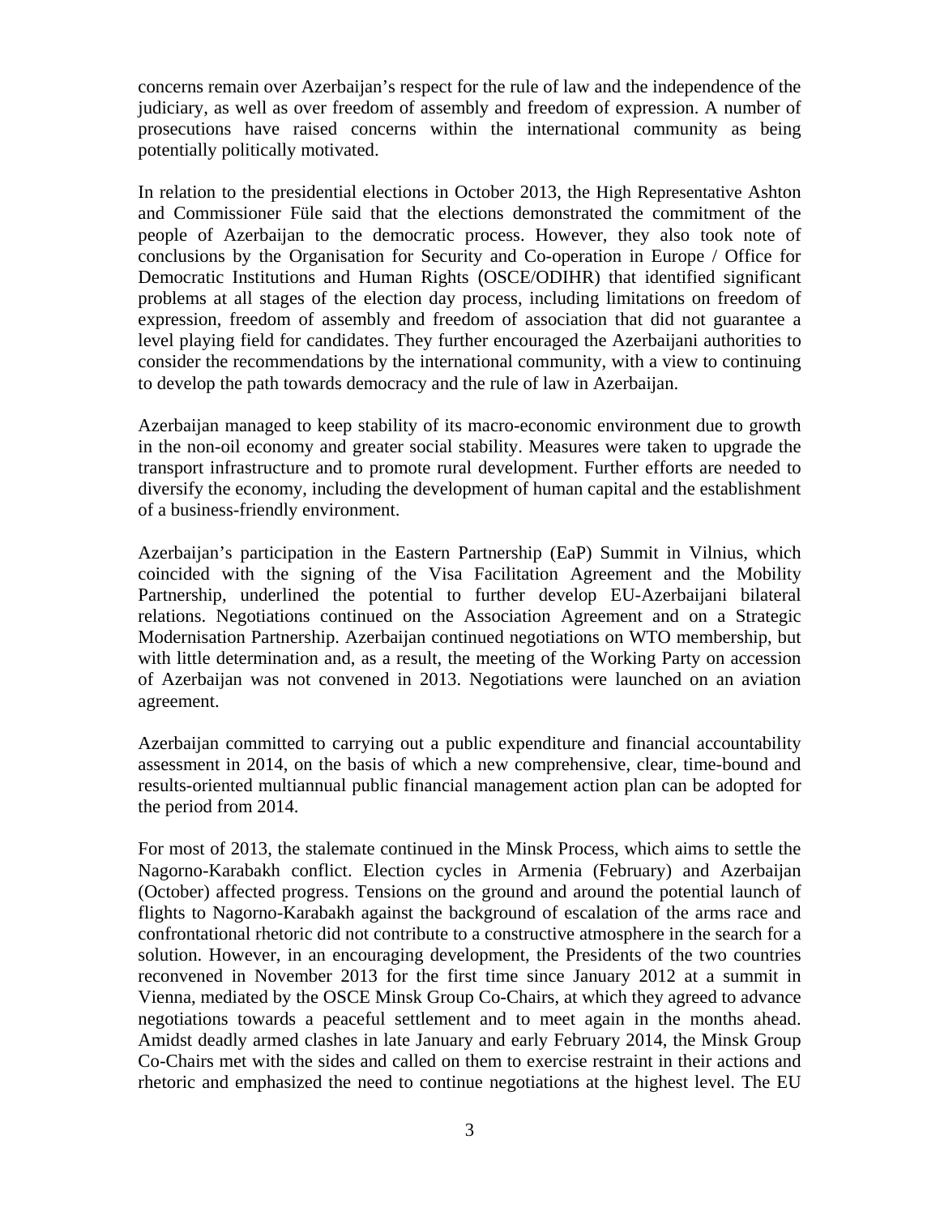concerns remain over Azerbaijan's respect for the rule of law and the independence of the judiciary, as well as over freedom of assembly and freedom of expression. A number of prosecutions have raised concerns within the international community as being potentially politically motivated.

In relation to the presidential elections in October 2013, the High Representative Ashton and Commissioner Füle said that the elections demonstrated the commitment of the people of Azerbaijan to the democratic process. However, they also took note of conclusions by the Organisation for Security and Co-operation in Europe / Office for Democratic Institutions and Human Rights (OSCE/ODIHR) that identified significant problems at all stages of the election day process, including limitations on freedom of expression, freedom of assembly and freedom of association that did not guarantee a level playing field for candidates. They further encouraged the Azerbaijani authorities to consider the recommendations by the international community, with a view to continuing to develop the path towards democracy and the rule of law in Azerbaijan.

Azerbaijan managed to keep stability of its macro-economic environment due to growth in the non-oil economy and greater social stability. Measures were taken to upgrade the transport infrastructure and to promote rural development. Further efforts are needed to diversify the economy, including the development of human capital and the establishment of a business-friendly environment.

Azerbaijan's participation in the Eastern Partnership (EaP) Summit in Vilnius, which coincided with the signing of the Visa Facilitation Agreement and the Mobility Partnership, underlined the potential to further develop EU-Azerbaijani bilateral relations. Negotiations continued on the Association Agreement and on a Strategic Modernisation Partnership. Azerbaijan continued negotiations on WTO membership, but with little determination and, as a result, the meeting of the Working Party on accession of Azerbaijan was not convened in 2013. Negotiations were launched on an aviation agreement.

Azerbaijan committed to carrying out a public expenditure and financial accountability assessment in 2014, on the basis of which a new comprehensive, clear, time-bound and results-oriented multiannual public financial management action plan can be adopted for the period from 2014.

For most of 2013, the stalemate continued in the Minsk Process, which aims to settle the Nagorno-Karabakh conflict. Election cycles in Armenia (February) and Azerbaijan (October) affected progress. Tensions on the ground and around the potential launch of flights to Nagorno-Karabakh against the background of escalation of the arms race and confrontational rhetoric did not contribute to a constructive atmosphere in the search for a solution. However, in an encouraging development, the Presidents of the two countries reconvened in November 2013 for the first time since January 2012 at a summit in Vienna, mediated by the OSCE Minsk Group Co-Chairs, at which they agreed to advance negotiations towards a peaceful settlement and to meet again in the months ahead. Amidst deadly armed clashes in late January and early February 2014, the Minsk Group Co-Chairs met with the sides and called on them to exercise restraint in their actions and rhetoric and emphasized the need to continue negotiations at the highest level. The EU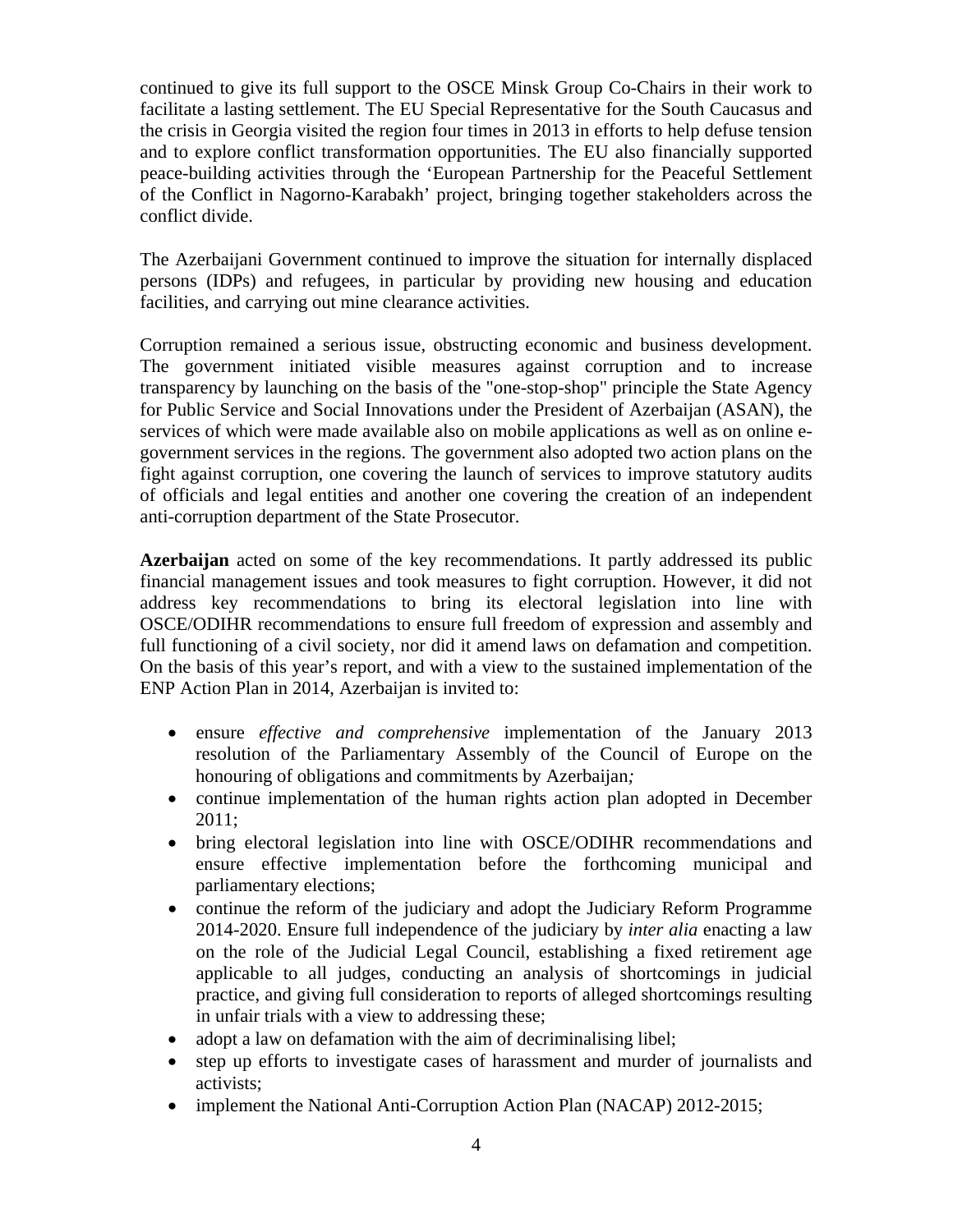continued to give its full support to the OSCE Minsk Group Co-Chairs in their work to facilitate a lasting settlement. The EU Special Representative for the South Caucasus and the crisis in Georgia visited the region four times in 2013 in efforts to help defuse tension and to explore conflict transformation opportunities. The EU also financially supported peace-building activities through the 'European Partnership for the Peaceful Settlement of the Conflict in Nagorno-Karabakh' project, bringing together stakeholders across the conflict divide.

The Azerbaijani Government continued to improve the situation for internally displaced persons (IDPs) and refugees, in particular by providing new housing and education facilities, and carrying out mine clearance activities.

Corruption remained a serious issue, obstructing economic and business development. The government initiated visible measures against corruption and to increase transparency by launching on the basis of the "one-stop-shop" principle the State Agency for Public Service and Social Innovations under the President of Azerbaijan (ASAN), the services of which were made available also on mobile applications as well as on online e-government services in the regions. The government also adopted two action plans on the fight against corruption, one covering the launch of services to improve statutory audits of officials and legal entities and another one covering the creation of an independent anti-corruption department of the State Prosecutor.

**Azerbaijan** acted on some of the key recommendations. It partly addressed its public financial management issues and took measures to fight corruption. However, it did not address key recommendations to bring its electoral legislation into line with OSCE/ODIHR recommendations to ensure full freedom of expression and assembly and full functioning of a civil society, nor did it amend laws on defamation and competition. On the basis of this year's report, and with a view to the sustained implementation of the ENP Action Plan in 2014, Azerbaijan is invited to:

- ensure *effective and comprehensive* implementation of the January 2013 resolution of the Parliamentary Assembly of the Council of Europe on the honouring of obligations and commitments by Azerbaijan*;*
- continue implementation of the human rights action plan adopted in December 2011;
- bring electoral legislation into line with OSCE/ODIHR recommendations and ensure effective implementation before the forthcoming municipal and parliamentary elections;
- continue the reform of the judiciary and adopt the Judiciary Reform Programme 2014-2020. Ensure full independence of the judiciary by *inter alia* enacting a law on the role of the Judicial Legal Council, establishing a fixed retirement age applicable to all judges, conducting an analysis of shortcomings in judicial practice, and giving full consideration to reports of alleged shortcomings resulting in unfair trials with a view to addressing these;
- adopt a law on defamation with the aim of decriminalising libel;
- step up efforts to investigate cases of harassment and murder of journalists and activists;
- implement the National Anti-Corruption Action Plan (NACAP) 2012-2015;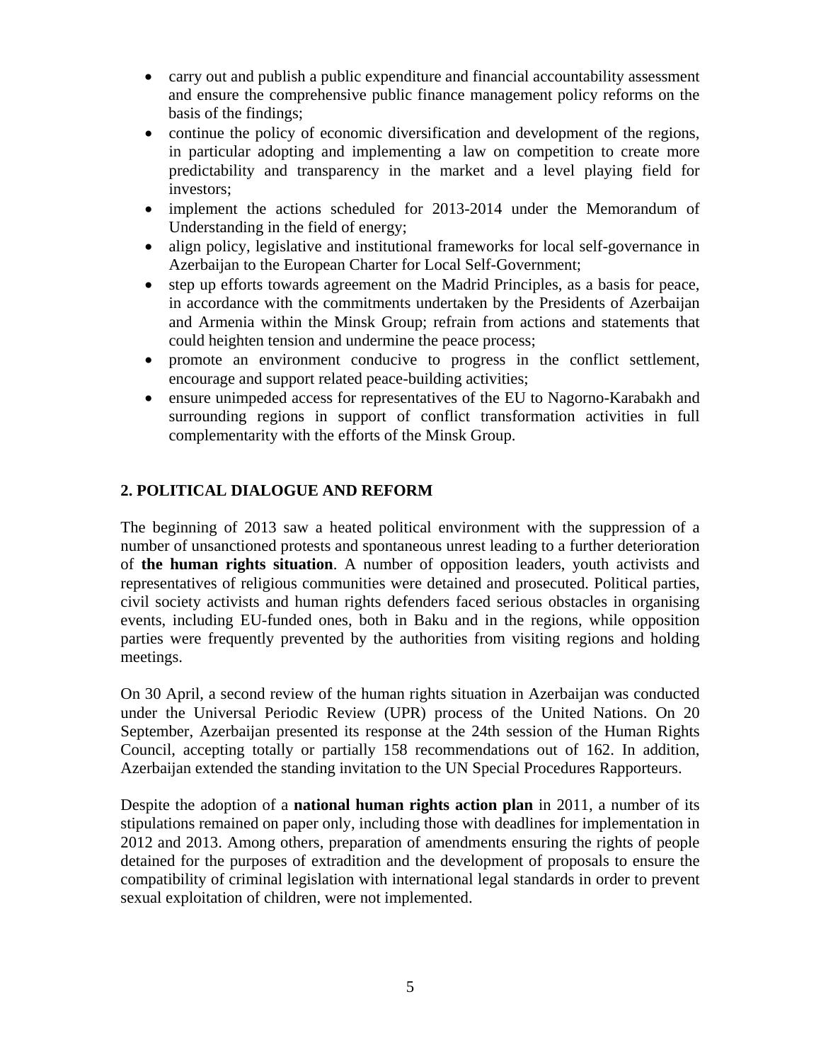- carry out and publish a public expenditure and financial accountability assessment and ensure the comprehensive public finance management policy reforms on the basis of the findings;
- continue the policy of economic diversification and development of the regions, in particular adopting and implementing a law on competition to create more predictability and transparency in the market and a level playing field for investors;
- implement the actions scheduled for 2013-2014 under the Memorandum of Understanding in the field of energy;
- align policy, legislative and institutional frameworks for local self-governance in Azerbaijan to the European Charter for Local Self-Government;
- step up efforts towards agreement on the Madrid Principles, as a basis for peace, in accordance with the commitments undertaken by the Presidents of Azerbaijan and Armenia within the Minsk Group; refrain from actions and statements that could heighten tension and undermine the peace process;
- promote an environment conducive to progress in the conflict settlement, encourage and support related peace-building activities;
- ensure unimpeded access for representatives of the EU to Nagorno-Karabakh and surrounding regions in support of conflict transformation activities in full complementarity with the efforts of the Minsk Group.

## 2. POLITICAL DIALOGUE AND REFORM

The beginning of 2013 saw a heated political environment with the suppression of a number of unsanctioned protests and spontaneous unrest leading to a further deterioration of **the human rights situation**. A number of opposition leaders, youth activists and representatives of religious communities were detained and prosecuted. Political parties, civil society activists and human rights defenders faced serious obstacles in organising events, including EU-funded ones, both in Baku and in the regions, while opposition parties were frequently prevented by the authorities from visiting regions and holding meetings.

On 30 April, a second review of the human rights situation in Azerbaijan was conducted under the Universal Periodic Review (UPR) process of the United Nations. On 20 September, Azerbaijan presented its response at the 24th session of the Human Rights Council, accepting totally or partially 158 recommendations out of 162. In addition, Azerbaijan extended the standing invitation to the UN Special Procedures Rapporteurs.

Despite the adoption of a **national human rights action plan** in 2011, a number of its stipulations remained on paper only, including those with deadlines for implementation in 2012 and 2013. Among others, preparation of amendments ensuring the rights of people detained for the purposes of extradition and the development of proposals to ensure the compatibility of criminal legislation with international legal standards in order to prevent sexual exploitation of children, were not implemented.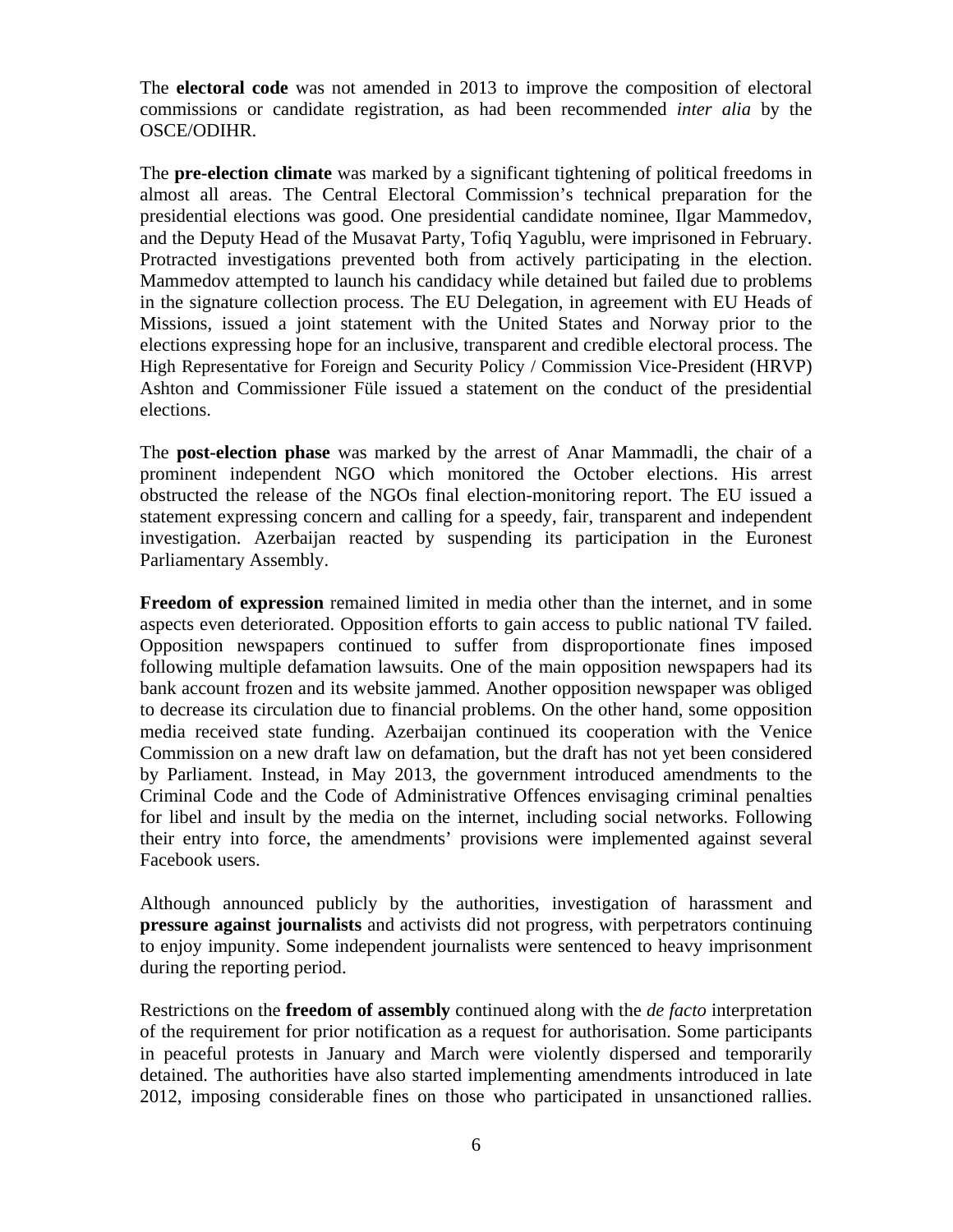The **electoral code** was not amended in 2013 to improve the composition of electoral commissions or candidate registration, as had been recommended *inter alia* by the OSCE/ODIHR.

The **pre-election climate** was marked by a significant tightening of political freedoms in almost all areas. The Central Electoral Commission's technical preparation for the presidential elections was good. One presidential candidate nominee, Ilgar Mammedov, and the Deputy Head of the Musavat Party, Tofiq Yagublu, were imprisoned in February. Protracted investigations prevented both from actively participating in the election. Mammedov attempted to launch his candidacy while detained but failed due to problems in the signature collection process. The EU Delegation, in agreement with EU Heads of Missions, issued a joint statement with the United States and Norway prior to the elections expressing hope for an inclusive, transparent and credible electoral process. The High Representative for Foreign and Security Policy / Commission Vice-President (HRVP) Ashton and Commissioner Füle issued a statement on the conduct of the presidential elections.

The **post-election phase** was marked by the arrest of Anar Mammadli, the chair of a prominent independent NGO which monitored the October elections. His arrest obstructed the release of the NGOs final election-monitoring report. The EU issued a statement expressing concern and calling for a speedy, fair, transparent and independent investigation. Azerbaijan reacted by suspending its participation in the Euronest Parliamentary Assembly.

**Freedom of expression** remained limited in media other than the internet, and in some aspects even deteriorated. Opposition efforts to gain access to public national TV failed. Opposition newspapers continued to suffer from disproportionate fines imposed following multiple defamation lawsuits. One of the main opposition newspapers had its bank account frozen and its website jammed. Another opposition newspaper was obliged to decrease its circulation due to financial problems. On the other hand, some opposition media received state funding. Azerbaijan continued its cooperation with the Venice Commission on a new draft law on defamation, but the draft has not yet been considered by Parliament. Instead, in May 2013, the government introduced amendments to the Criminal Code and the Code of Administrative Offences envisaging criminal penalties for libel and insult by the media on the internet, including social networks. Following their entry into force, the amendments' provisions were implemented against several Facebook users.

Although announced publicly by the authorities, investigation of harassment and **pressure against journalists** and activists did not progress, with perpetrators continuing to enjoy impunity. Some independent journalists were sentenced to heavy imprisonment during the reporting period.

Restrictions on the **freedom of assembly** continued along with the *de facto* interpretation of the requirement for prior notification as a request for authorisation. Some participants in peaceful protests in January and March were violently dispersed and temporarily detained. The authorities have also started implementing amendments introduced in late 2012, imposing considerable fines on those who participated in unsanctioned rallies.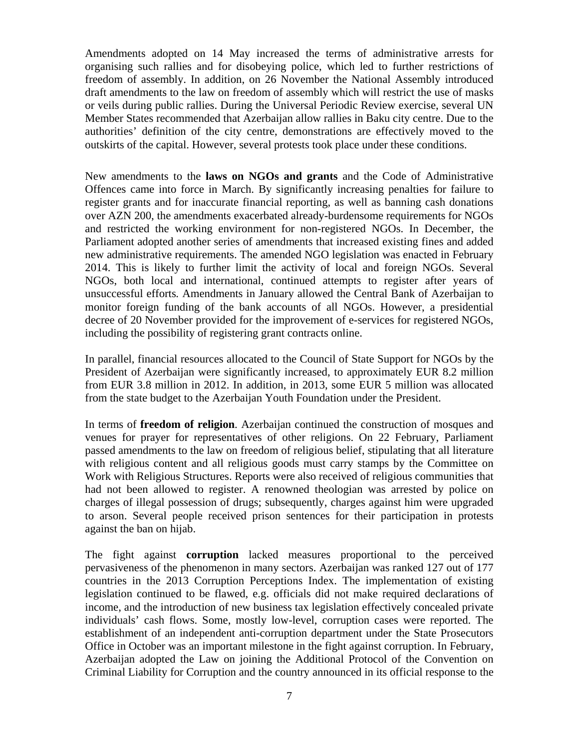Amendments adopted on 14 May increased the terms of administrative arrests for organising such rallies and for disobeying police, which led to further restrictions of freedom of assembly. In addition, on 26 November the National Assembly introduced draft amendments to the law on freedom of assembly which will restrict the use of masks or veils during public rallies. During the Universal Periodic Review exercise, several UN Member States recommended that Azerbaijan allow rallies in Baku city centre. Due to the authorities' definition of the city centre, demonstrations are effectively moved to the outskirts of the capital. However, several protests took place under these conditions.

New amendments to the **laws on NGOs and grants** and the Code of Administrative Offences came into force in March. By significantly increasing penalties for failure to register grants and for inaccurate financial reporting, as well as banning cash donations over AZN 200, the amendments exacerbated already-burdensome requirements for NGOs and restricted the working environment for non-registered NGOs. In December, the Parliament adopted another series of amendments that increased existing fines and added new administrative requirements. The amended NGO legislation was enacted in February 2014. This is likely to further limit the activity of local and foreign NGOs. Several NGOs, both local and international, continued attempts to register after years of unsuccessful efforts. Amendments in January allowed the Central Bank of Azerbaijan to monitor foreign funding of the bank accounts of all NGOs. However, a presidential decree of 20 November provided for the improvement of e-services for registered NGOs, including the possibility of registering grant contracts online.

In parallel, financial resources allocated to the Council of State Support for NGOs by the President of Azerbaijan were significantly increased, to approximately EUR 8.2 million from EUR 3.8 million in 2012. In addition, in 2013, some EUR 5 million was allocated from the state budget to the Azerbaijan Youth Foundation under the President.

In terms of **freedom of religion**. Azerbaijan continued the construction of mosques and venues for prayer for representatives of other religions. On 22 February, Parliament passed amendments to the law on freedom of religious belief, stipulating that all literature with religious content and all religious goods must carry stamps by the Committee on Work with Religious Structures. Reports were also received of religious communities that had not been allowed to register. A renowned theologian was arrested by police on charges of illegal possession of drugs; subsequently, charges against him were upgraded to arson. Several people received prison sentences for their participation in protests against the ban on hijab.

The fight against **corruption** lacked measures proportional to the perceived pervasiveness of the phenomenon in many sectors. Azerbaijan was ranked 127 out of 177 countries in the 2013 Corruption Perceptions Index. The implementation of existing legislation continued to be flawed, e.g. officials did not make required declarations of income, and the introduction of new business tax legislation effectively concealed private individuals' cash flows. Some, mostly low-level, corruption cases were reported. The establishment of an independent anti-corruption department under the State Prosecutors Office in October was an important milestone in the fight against corruption. In February, Azerbaijan adopted the Law on joining the Additional Protocol of the Convention on Criminal Liability for Corruption and the country announced in its official response to the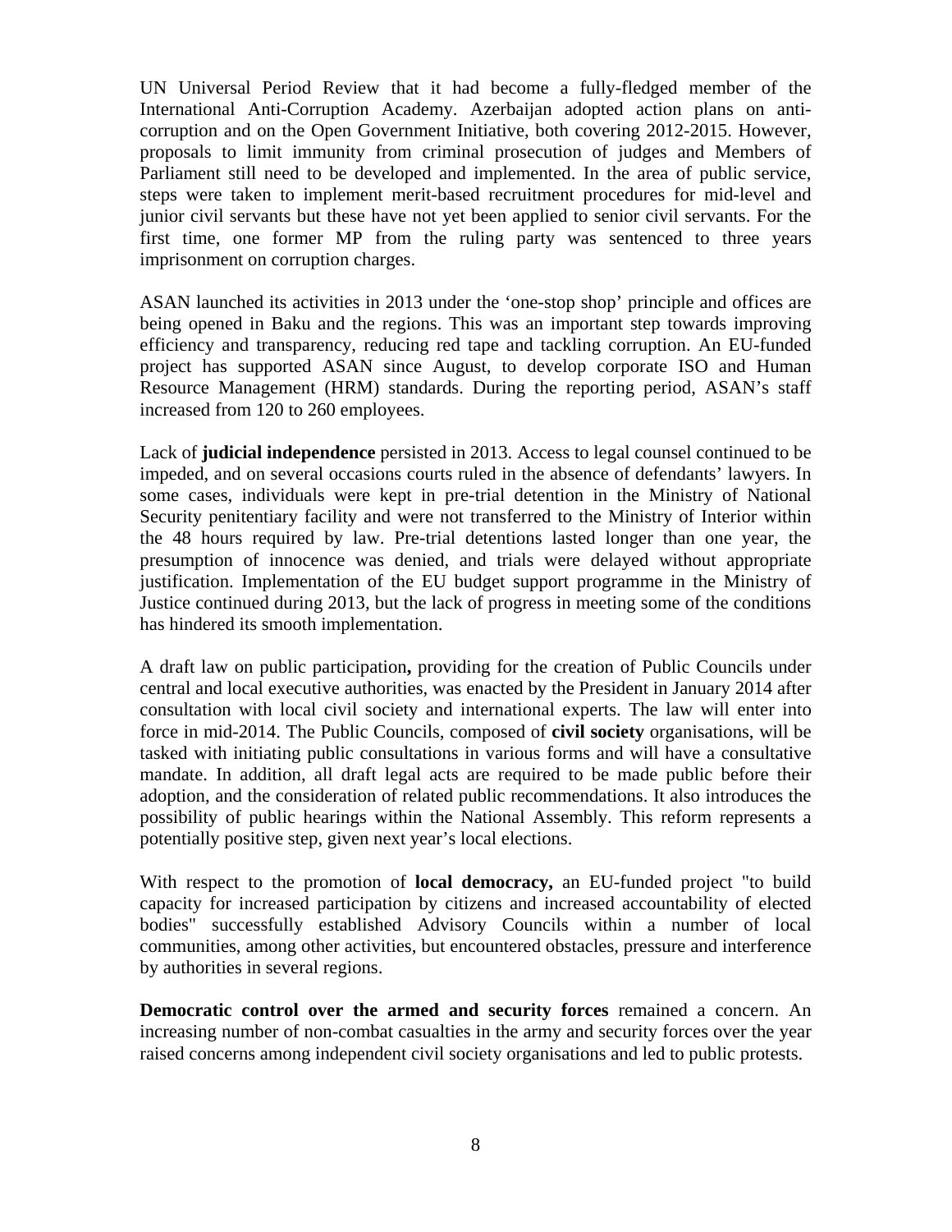UN Universal Period Review that it had become a fully-fledged member of the International Anti-Corruption Academy. Azerbaijan adopted action plans on anti-corruption and on the Open Government Initiative, both covering 2012-2015. However, proposals to limit immunity from criminal prosecution of judges and Members of Parliament still need to be developed and implemented. In the area of public service, steps were taken to implement merit-based recruitment procedures for mid-level and junior civil servants but these have not yet been applied to senior civil servants. For the first time, one former MP from the ruling party was sentenced to three years imprisonment on corruption charges.

ASAN launched its activities in 2013 under the 'one-stop shop' principle and offices are being opened in Baku and the regions. This was an important step towards improving efficiency and transparency, reducing red tape and tackling corruption. An EU-funded project has supported ASAN since August, to develop corporate ISO and Human Resource Management (HRM) standards. During the reporting period, ASAN's staff increased from 120 to 260 employees.

Lack of **judicial independence** persisted in 2013. Access to legal counsel continued to be impeded, and on several occasions courts ruled in the absence of defendants' lawyers. In some cases, individuals were kept in pre-trial detention in the Ministry of National Security penitentiary facility and were not transferred to the Ministry of Interior within the 48 hours required by law. Pre-trial detentions lasted longer than one year, the presumption of innocence was denied, and trials were delayed without appropriate justification. Implementation of the EU budget support programme in the Ministry of Justice continued during 2013, but the lack of progress in meeting some of the conditions has hindered its smooth implementation.

A draft law on public participation**,** providing for the creation of Public Councils under central and local executive authorities, was enacted by the President in January 2014 after consultation with local civil society and international experts. The law will enter into force in mid-2014. The Public Councils, composed of **civil society** organisations, will be tasked with initiating public consultations in various forms and will have a consultative mandate. In addition, all draft legal acts are required to be made public before their adoption, and the consideration of related public recommendations. It also introduces the possibility of public hearings within the National Assembly. This reform represents a potentially positive step, given next year's local elections.

With respect to the promotion of **local democracy,** an EU-funded project "to build capacity for increased participation by citizens and increased accountability of elected bodies" successfully established Advisory Councils within a number of local communities, among other activities, but encountered obstacles, pressure and interference by authorities in several regions.

**Democratic control over the armed and security forces** remained a concern. An increasing number of non-combat casualties in the army and security forces over the year raised concerns among independent civil society organisations and led to public protests.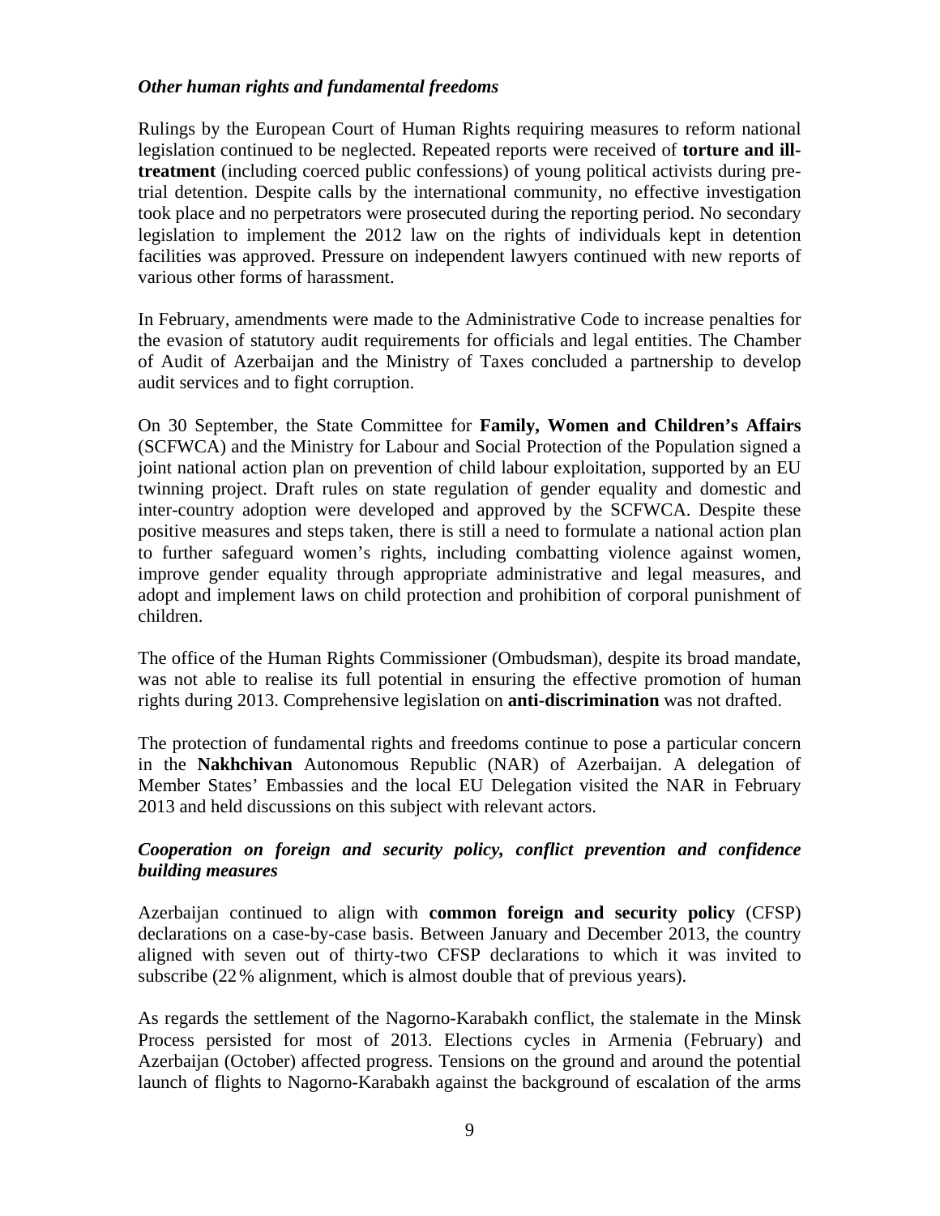*Other human rights and fundamental freedoms*

Rulings by the European Court of Human Rights requiring measures to reform national legislation continued to be neglected. Repeated reports were received of **torture and ill-treatment** (including coerced public confessions) of young political activists during pre-trial detention. Despite calls by the international community, no effective investigation took place and no perpetrators were prosecuted during the reporting period. No secondary legislation to implement the 2012 law on the rights of individuals kept in detention facilities was approved. Pressure on independent lawyers continued with new reports of various other forms of harassment.

In February, amendments were made to the Administrative Code to increase penalties for the evasion of statutory audit requirements for officials and legal entities. The Chamber of Audit of Azerbaijan and the Ministry of Taxes concluded a partnership to develop audit services and to fight corruption.

On 30 September, the State Committee for **Family, Women and Children's Affairs** (SCFWCA) and the Ministry for Labour and Social Protection of the Population signed a joint national action plan on prevention of child labour exploitation, supported by an EU twinning project. Draft rules on state regulation of gender equality and domestic and inter-country adoption were developed and approved by the SCFWCA. Despite these positive measures and steps taken, there is still a need to formulate a national action plan to further safeguard women's rights, including combatting violence against women, improve gender equality through appropriate administrative and legal measures, and adopt and implement laws on child protection and prohibition of corporal punishment of children.

The office of the Human Rights Commissioner (Ombudsman), despite its broad mandate, was not able to realise its full potential in ensuring the effective promotion of human rights during 2013. Comprehensive legislation on **anti-discrimination** was not drafted.

The protection of fundamental rights and freedoms continue to pose a particular concern in the **Nakhchivan** Autonomous Republic (NAR) of Azerbaijan. A delegation of Member States' Embassies and the local EU Delegation visited the NAR in February 2013 and held discussions on this subject with relevant actors.

***Cooperation on foreign and security policy, conflict prevention and confidence building measures***

Azerbaijan continued to align with **common foreign and security policy** (CFSP) declarations on a case-by-case basis. Between January and December 2013, the country aligned with seven out of thirty-two CFSP declarations to which it was invited to subscribe (22 % alignment, which is almost double that of previous years).

As regards the settlement of the Nagorno-Karabakh conflict, the stalemate in the Minsk Process persisted for most of 2013. Elections cycles in Armenia (February) and Azerbaijan (October) affected progress. Tensions on the ground and around the potential launch of flights to Nagorno-Karabakh against the background of escalation of the arms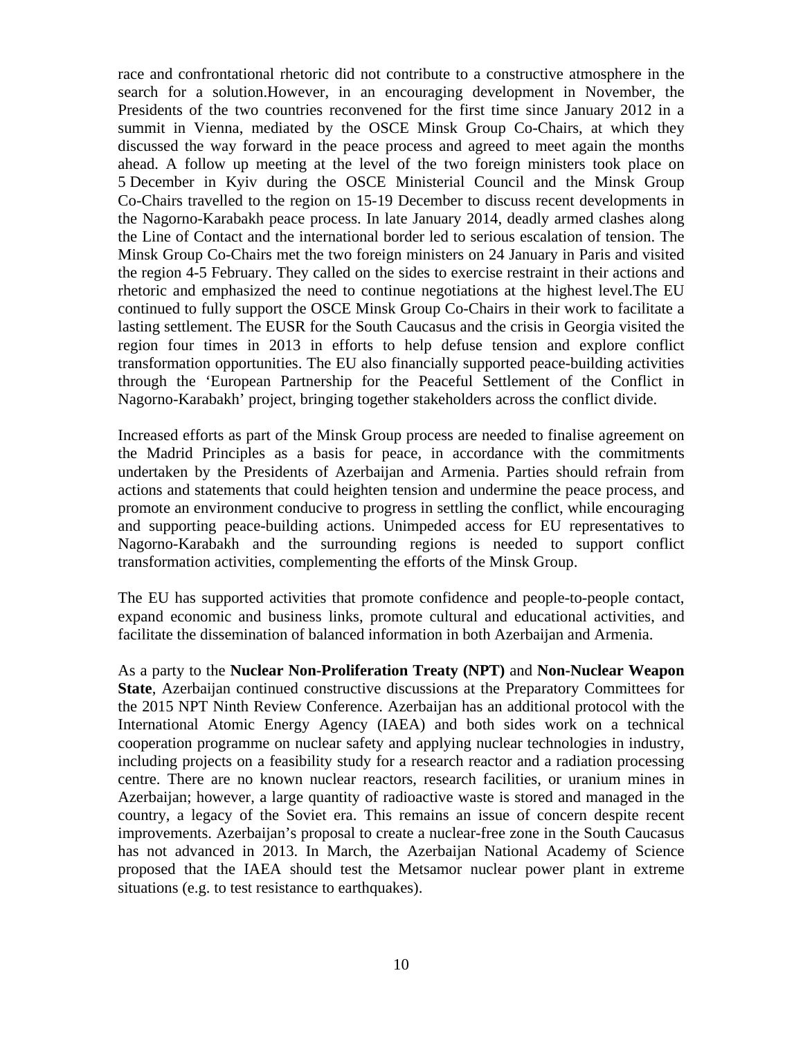race and confrontational rhetoric did not contribute to a constructive atmosphere in the search for a solution.However, in an encouraging development in November, the Presidents of the two countries reconvened for the first time since January 2012 in a summit in Vienna, mediated by the OSCE Minsk Group Co-Chairs, at which they discussed the way forward in the peace process and agreed to meet again the months ahead. A follow up meeting at the level of the two foreign ministers took place on 5 December in Kyiv during the OSCE Ministerial Council and the Minsk Group Co-Chairs travelled to the region on 15-19 December to discuss recent developments in the Nagorno-Karabakh peace process. In late January 2014, deadly armed clashes along the Line of Contact and the international border led to serious escalation of tension. The Minsk Group Co-Chairs met the two foreign ministers on 24 January in Paris and visited the region 4-5 February. They called on the sides to exercise restraint in their actions and rhetoric and emphasized the need to continue negotiations at the highest level.The EU continued to fully support the OSCE Minsk Group Co-Chairs in their work to facilitate a lasting settlement. The EUSR for the South Caucasus and the crisis in Georgia visited the region four times in 2013 in efforts to help defuse tension and explore conflict transformation opportunities. The EU also financially supported peace-building activities through the 'European Partnership for the Peaceful Settlement of the Conflict in Nagorno-Karabakh' project, bringing together stakeholders across the conflict divide.

Increased efforts as part of the Minsk Group process are needed to finalise agreement on the Madrid Principles as a basis for peace, in accordance with the commitments undertaken by the Presidents of Azerbaijan and Armenia. Parties should refrain from actions and statements that could heighten tension and undermine the peace process, and promote an environment conducive to progress in settling the conflict, while encouraging and supporting peace-building actions. Unimpeded access for EU representatives to Nagorno-Karabakh and the surrounding regions is needed to support conflict transformation activities, complementing the efforts of the Minsk Group.

The EU has supported activities that promote confidence and people-to-people contact, expand economic and business links, promote cultural and educational activities, and facilitate the dissemination of balanced information in both Azerbaijan and Armenia.

As a party to the **Nuclear Non-Proliferation Treaty (NPT)** and **Non-Nuclear Weapon State**, Azerbaijan continued constructive discussions at the Preparatory Committees for the 2015 NPT Ninth Review Conference. Azerbaijan has an additional protocol with the International Atomic Energy Agency (IAEA) and both sides work on a technical cooperation programme on nuclear safety and applying nuclear technologies in industry, including projects on a feasibility study for a research reactor and a radiation processing centre. There are no known nuclear reactors, research facilities, or uranium mines in Azerbaijan; however, a large quantity of radioactive waste is stored and managed in the country, a legacy of the Soviet era. This remains an issue of concern despite recent improvements. Azerbaijan's proposal to create a nuclear-free zone in the South Caucasus has not advanced in 2013. In March, the Azerbaijan National Academy of Science proposed that the IAEA should test the Metsamor nuclear power plant in extreme situations (e.g. to test resistance to earthquakes).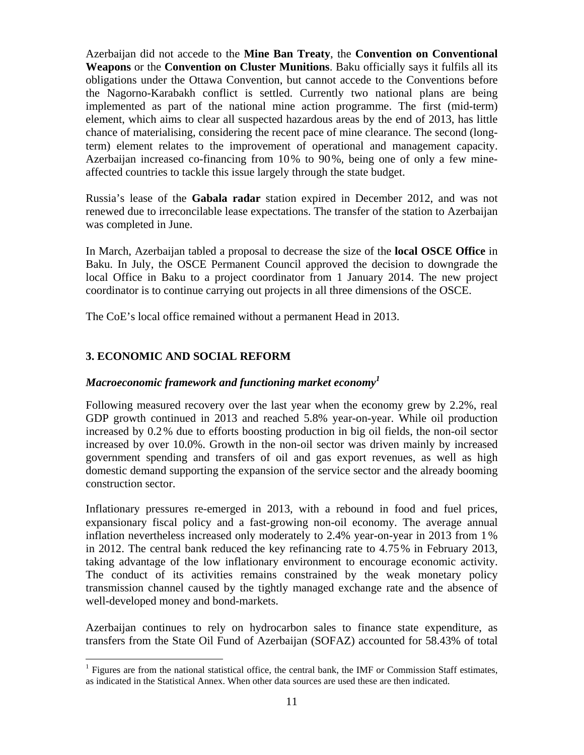Azerbaijan did not accede to the **Mine Ban Treaty**, the **Convention on Conventional Weapons** or the **Convention on Cluster Munitions**. Baku officially says it fulfils all its obligations under the Ottawa Convention, but cannot accede to the Conventions before the Nagorno-Karabakh conflict is settled. Currently two national plans are being implemented as part of the national mine action programme. The first (mid-term) element, which aims to clear all suspected hazardous areas by the end of 2013, has little chance of materialising, considering the recent pace of mine clearance. The second (long-term) element relates to the improvement of operational and management capacity. Azerbaijan increased co-financing from 10% to 90%, being one of only a few mine-affected countries to tackle this issue largely through the state budget.

Russia's lease of the **Gabala radar** station expired in December 2012, and was not renewed due to irreconcilable lease expectations. The transfer of the station to Azerbaijan was completed in June.

In March, Azerbaijan tabled a proposal to decrease the size of the **local OSCE Office** in Baku. In July, the OSCE Permanent Council approved the decision to downgrade the local Office in Baku to a project coordinator from 1 January 2014. The new project coordinator is to continue carrying out projects in all three dimensions of the OSCE.

The CoE's local office remained without a permanent Head in 2013.

## 3. ECONOMIC AND SOCIAL REFORM

### *Macroeconomic framework and functioning market economy*[1]

Following measured recovery over the last year when the economy grew by 2.2%, real GDP growth continued in 2013 and reached 5.8% year-on-year. While oil production increased by 0.2% due to efforts boosting production in big oil fields, the non-oil sector increased by over 10.0%. Growth in the non-oil sector was driven mainly by increased government spending and transfers of oil and gas export revenues, as well as high domestic demand supporting the expansion of the service sector and the already booming construction sector.

Inflationary pressures re-emerged in 2013, with a rebound in food and fuel prices, expansionary fiscal policy and a fast-growing non-oil economy. The average annual inflation nevertheless increased only moderately to 2.4% year-on-year in 2013 from 1% in 2012. The central bank reduced the key refinancing rate to 4.75% in February 2013, taking advantage of the low inflationary environment to encourage economic activity. The conduct of its activities remains constrained by the weak monetary policy transmission channel caused by the tightly managed exchange rate and the absence of well-developed money and bond-markets.

Azerbaijan continues to rely on hydrocarbon sales to finance state expenditure, as transfers from the State Oil Fund of Azerbaijan (SOFAZ) accounted for 58.43% of total

[1] Figures are from the national statistical office, the central bank, the IMF or Commission Staff estimates, as indicated in the Statistical Annex. When other data sources are used these are then indicated.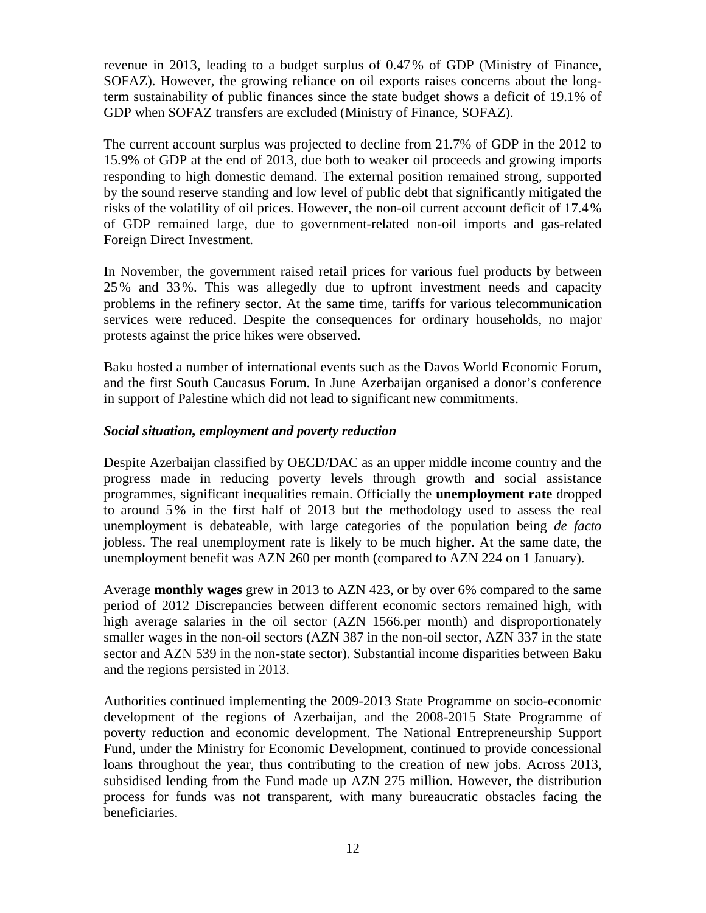revenue in 2013, leading to a budget surplus of 0.47% of GDP (Ministry of Finance, SOFAZ). However, the growing reliance on oil exports raises concerns about the long-term sustainability of public finances since the state budget shows a deficit of 19.1% of GDP when SOFAZ transfers are excluded (Ministry of Finance, SOFAZ).

The current account surplus was projected to decline from 21.7% of GDP in the 2012 to 15.9% of GDP at the end of 2013, due both to weaker oil proceeds and growing imports responding to high domestic demand. The external position remained strong, supported by the sound reserve standing and low level of public debt that significantly mitigated the risks of the volatility of oil prices. However, the non-oil current account deficit of 17.4% of GDP remained large, due to government-related non-oil imports and gas-related Foreign Direct Investment.

In November, the government raised retail prices for various fuel products by between 25% and 33%. This was allegedly due to upfront investment needs and capacity problems in the refinery sector. At the same time, tariffs for various telecommunication services were reduced. Despite the consequences for ordinary households, no major protests against the price hikes were observed.

Baku hosted a number of international events such as the Davos World Economic Forum, and the first South Caucasus Forum. In June Azerbaijan organised a donor's conference in support of Palestine which did not lead to significant new commitments.

***Social situation, employment and poverty reduction***

Despite Azerbaijan classified by OECD/DAC as an upper middle income country and the progress made in reducing poverty levels through growth and social assistance programmes, significant inequalities remain. Officially the **unemployment rate** dropped to around 5% in the first half of 2013 but the methodology used to assess the real unemployment is debateable, with large categories of the population being *de facto* jobless. The real unemployment rate is likely to be much higher. At the same date, the unemployment benefit was AZN 260 per month (compared to AZN 224 on 1 January).

Average **monthly wages** grew in 2013 to AZN 423, or by over 6% compared to the same period of 2012 Discrepancies between different economic sectors remained high, with high average salaries in the oil sector (AZN 1566.per month) and disproportionately smaller wages in the non-oil sectors (AZN 387 in the non-oil sector, AZN 337 in the state sector and AZN 539 in the non-state sector). Substantial income disparities between Baku and the regions persisted in 2013.

Authorities continued implementing the 2009-2013 State Programme on socio-economic development of the regions of Azerbaijan, and the 2008-2015 State Programme of poverty reduction and economic development. The National Entrepreneurship Support Fund, under the Ministry for Economic Development, continued to provide concessional loans throughout the year, thus contributing to the creation of new jobs. Across 2013, subsidised lending from the Fund made up AZN 275 million. However, the distribution process for funds was not transparent, with many bureaucratic obstacles facing the beneficiaries.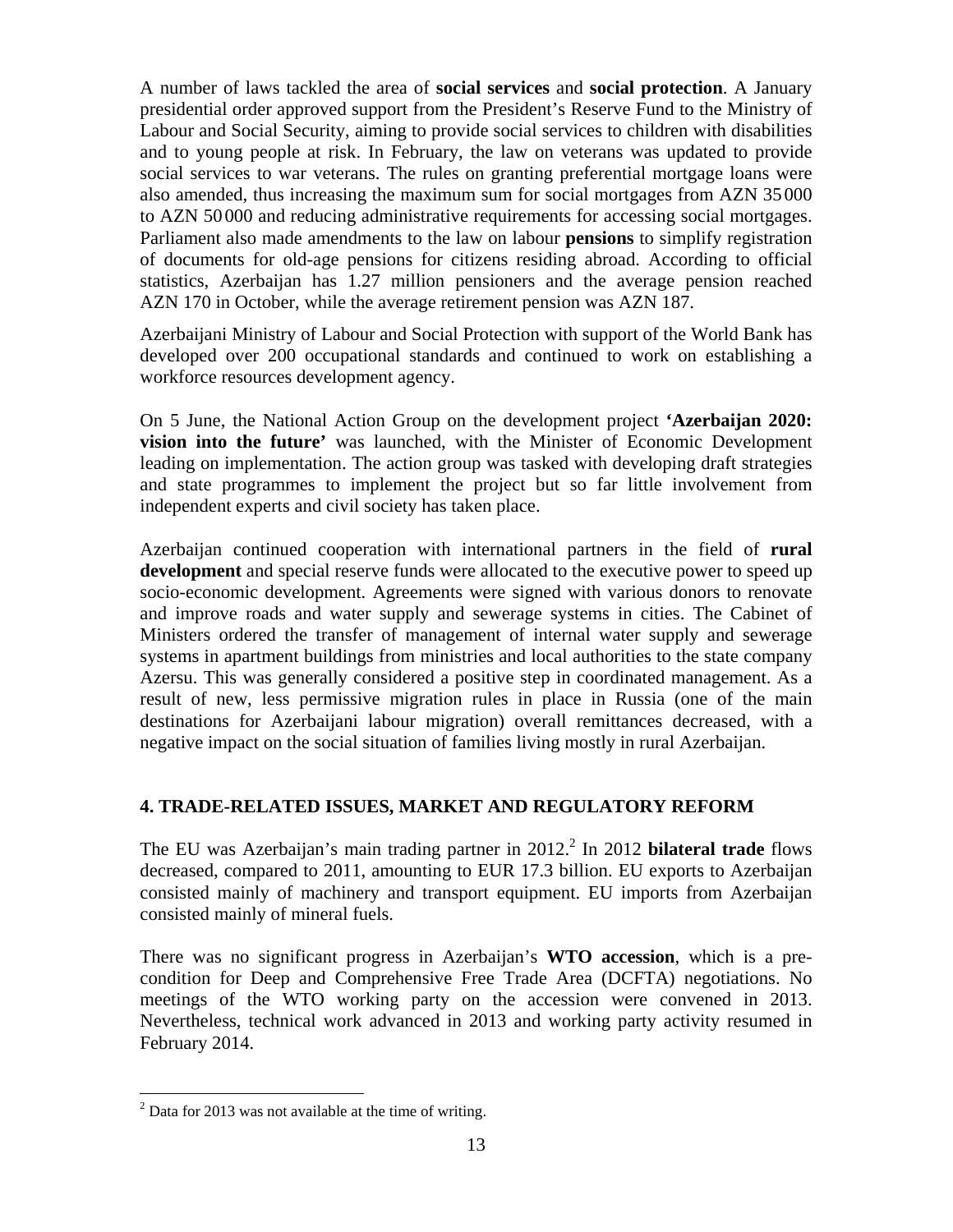A number of laws tackled the area of **social services** and **social protection**. A January presidential order approved support from the President's Reserve Fund to the Ministry of Labour and Social Security, aiming to provide social services to children with disabilities and to young people at risk. In February, the law on veterans was updated to provide social services to war veterans. The rules on granting preferential mortgage loans were also amended, thus increasing the maximum sum for social mortgages from AZN 35 000 to AZN 50 000 and reducing administrative requirements for accessing social mortgages. Parliament also made amendments to the law on labour **pensions** to simplify registration of documents for old-age pensions for citizens residing abroad. According to official statistics, Azerbaijan has 1.27 million pensioners and the average pension reached AZN 170 in October, while the average retirement pension was AZN 187.

Azerbaijani Ministry of Labour and Social Protection with support of the World Bank has developed over 200 occupational standards and continued to work on establishing a workforce resources development agency.

On 5 June, the National Action Group on the development project **'Azerbaijan 2020: vision into the future'** was launched, with the Minister of Economic Development leading on implementation. The action group was tasked with developing draft strategies and state programmes to implement the project but so far little involvement from independent experts and civil society has taken place.

Azerbaijan continued cooperation with international partners in the field of **rural development** and special reserve funds were allocated to the executive power to speed up socio-economic development. Agreements were signed with various donors to renovate and improve roads and water supply and sewerage systems in cities. The Cabinet of Ministers ordered the transfer of management of internal water supply and sewerage systems in apartment buildings from ministries and local authorities to the state company Azersu. This was generally considered a positive step in coordinated management. As a result of new, less permissive migration rules in place in Russia (one of the main destinations for Azerbaijani labour migration) overall remittances decreased, with a negative impact on the social situation of families living mostly in rural Azerbaijan.

## 4. TRADE-RELATED ISSUES, MARKET AND REGULATORY REFORM

The EU was Azerbaijan's main trading partner in 2012.[2] In 2012 **bilateral trade** flows decreased, compared to 2011, amounting to EUR 17.3 billion. EU exports to Azerbaijan consisted mainly of machinery and transport equipment. EU imports from Azerbaijan consisted mainly of mineral fuels.

There was no significant progress in Azerbaijan's **WTO accession**, which is a pre-condition for Deep and Comprehensive Free Trade Area (DCFTA) negotiations. No meetings of the WTO working party on the accession were convened in 2013. Nevertheless, technical work advanced in 2013 and working party activity resumed in February 2014.

[2] Data for 2013 was not available at the time of writing.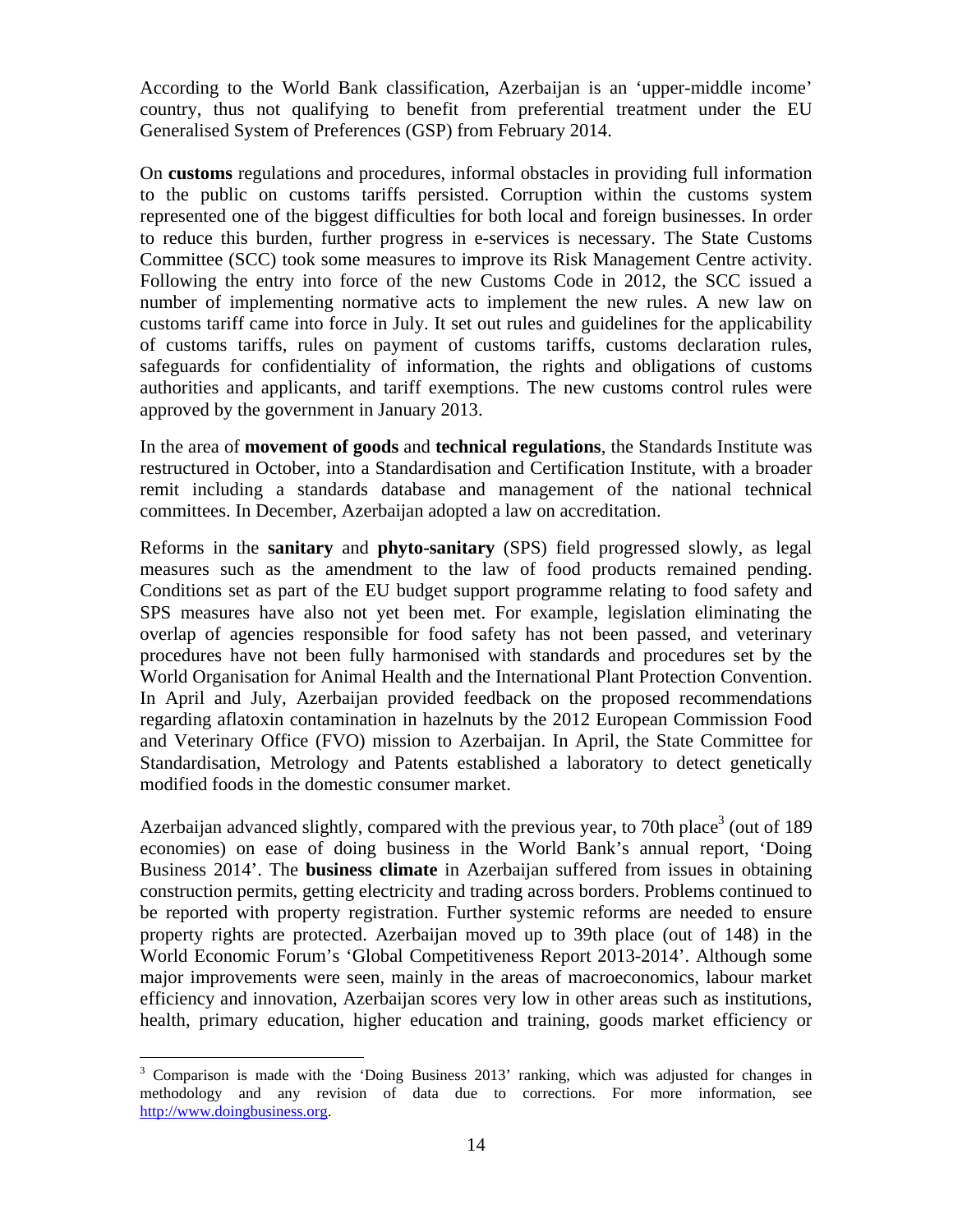According to the World Bank classification, Azerbaijan is an 'upper-middle income' country, thus not qualifying to benefit from preferential treatment under the EU Generalised System of Preferences (GSP) from February 2014.

On **customs** regulations and procedures, informal obstacles in providing full information to the public on customs tariffs persisted. Corruption within the customs system represented one of the biggest difficulties for both local and foreign businesses. In order to reduce this burden, further progress in e-services is necessary. The State Customs Committee (SCC) took some measures to improve its Risk Management Centre activity. Following the entry into force of the new Customs Code in 2012, the SCC issued a number of implementing normative acts to implement the new rules. A new law on customs tariff came into force in July. It set out rules and guidelines for the applicability of customs tariffs, rules on payment of customs tariffs, customs declaration rules, safeguards for confidentiality of information, the rights and obligations of customs authorities and applicants, and tariff exemptions. The new customs control rules were approved by the government in January 2013.

In the area of **movement of goods** and **technical regulations**, the Standards Institute was restructured in October, into a Standardisation and Certification Institute, with a broader remit including a standards database and management of the national technical committees. In December, Azerbaijan adopted a law on accreditation.

Reforms in the **sanitary** and **phyto-sanitary** (SPS) field progressed slowly, as legal measures such as the amendment to the law of food products remained pending. Conditions set as part of the EU budget support programme relating to food safety and SPS measures have also not yet been met. For example, legislation eliminating the overlap of agencies responsible for food safety has not been passed, and veterinary procedures have not been fully harmonised with standards and procedures set by the World Organisation for Animal Health and the International Plant Protection Convention. In April and July, Azerbaijan provided feedback on the proposed recommendations regarding aflatoxin contamination in hazelnuts by the 2012 European Commission Food and Veterinary Office (FVO) mission to Azerbaijan. In April, the State Committee for Standardisation, Metrology and Patents established a laboratory to detect genetically modified foods in the domestic consumer market.

Azerbaijan advanced slightly, compared with the previous year, to 70th place[3] (out of 189 economies) on ease of doing business in the World Bank's annual report, 'Doing Business 2014'. The **business climate** in Azerbaijan suffered from issues in obtaining construction permits, getting electricity and trading across borders. Problems continued to be reported with property registration. Further systemic reforms are needed to ensure property rights are protected. Azerbaijan moved up to 39th place (out of 148) in the World Economic Forum's 'Global Competitiveness Report 2013-2014'. Although some major improvements were seen, mainly in the areas of macroeconomics, labour market efficiency and innovation, Azerbaijan scores very low in other areas such as institutions, health, primary education, higher education and training, goods market efficiency or

[3] Comparison is made with the 'Doing Business 2013' ranking, which was adjusted for changes in methodology and any revision of data due to corrections. For more information, see http://www.doingbusiness.org.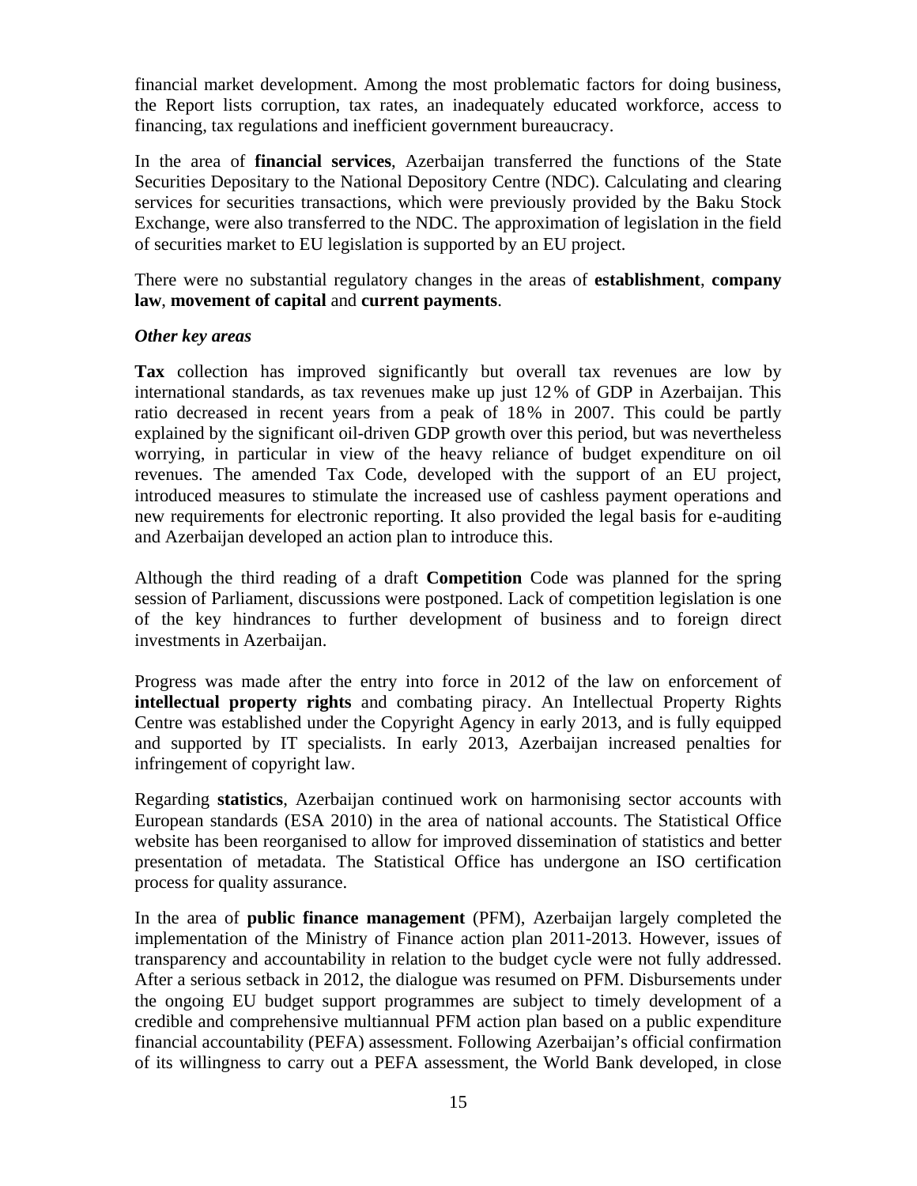financial market development. Among the most problematic factors for doing business, the Report lists corruption, tax rates, an inadequately educated workforce, access to financing, tax regulations and inefficient government bureaucracy.

In the area of **financial services**, Azerbaijan transferred the functions of the State Securities Depositary to the National Depository Centre (NDC). Calculating and clearing services for securities transactions, which were previously provided by the Baku Stock Exchange, were also transferred to the NDC. The approximation of legislation in the field of securities market to EU legislation is supported by an EU project.

There were no substantial regulatory changes in the areas of **establishment**, **company law**, **movement of capital** and **current payments**.

***Other key areas***

**Tax** collection has improved significantly but overall tax revenues are low by international standards, as tax revenues make up just 12% of GDP in Azerbaijan. This ratio decreased in recent years from a peak of 18% in 2007. This could be partly explained by the significant oil-driven GDP growth over this period, but was nevertheless worrying, in particular in view of the heavy reliance of budget expenditure on oil revenues. The amended Tax Code, developed with the support of an EU project, introduced measures to stimulate the increased use of cashless payment operations and new requirements for electronic reporting. It also provided the legal basis for e-auditing and Azerbaijan developed an action plan to introduce this.

Although the third reading of a draft **Competition** Code was planned for the spring session of Parliament, discussions were postponed. Lack of competition legislation is one of the key hindrances to further development of business and to foreign direct investments in Azerbaijan.

Progress was made after the entry into force in 2012 of the law on enforcement of **intellectual property rights** and combating piracy. An Intellectual Property Rights Centre was established under the Copyright Agency in early 2013, and is fully equipped and supported by IT specialists. In early 2013, Azerbaijan increased penalties for infringement of copyright law.

Regarding **statistics**, Azerbaijan continued work on harmonising sector accounts with European standards (ESA 2010) in the area of national accounts. The Statistical Office website has been reorganised to allow for improved dissemination of statistics and better presentation of metadata. The Statistical Office has undergone an ISO certification process for quality assurance.

In the area of **public finance management** (PFM), Azerbaijan largely completed the implementation of the Ministry of Finance action plan 2011-2013. However, issues of transparency and accountability in relation to the budget cycle were not fully addressed. After a serious setback in 2012, the dialogue was resumed on PFM. Disbursements under the ongoing EU budget support programmes are subject to timely development of a credible and comprehensive multiannual PFM action plan based on a public expenditure financial accountability (PEFA) assessment. Following Azerbaijan's official confirmation of its willingness to carry out a PEFA assessment, the World Bank developed, in close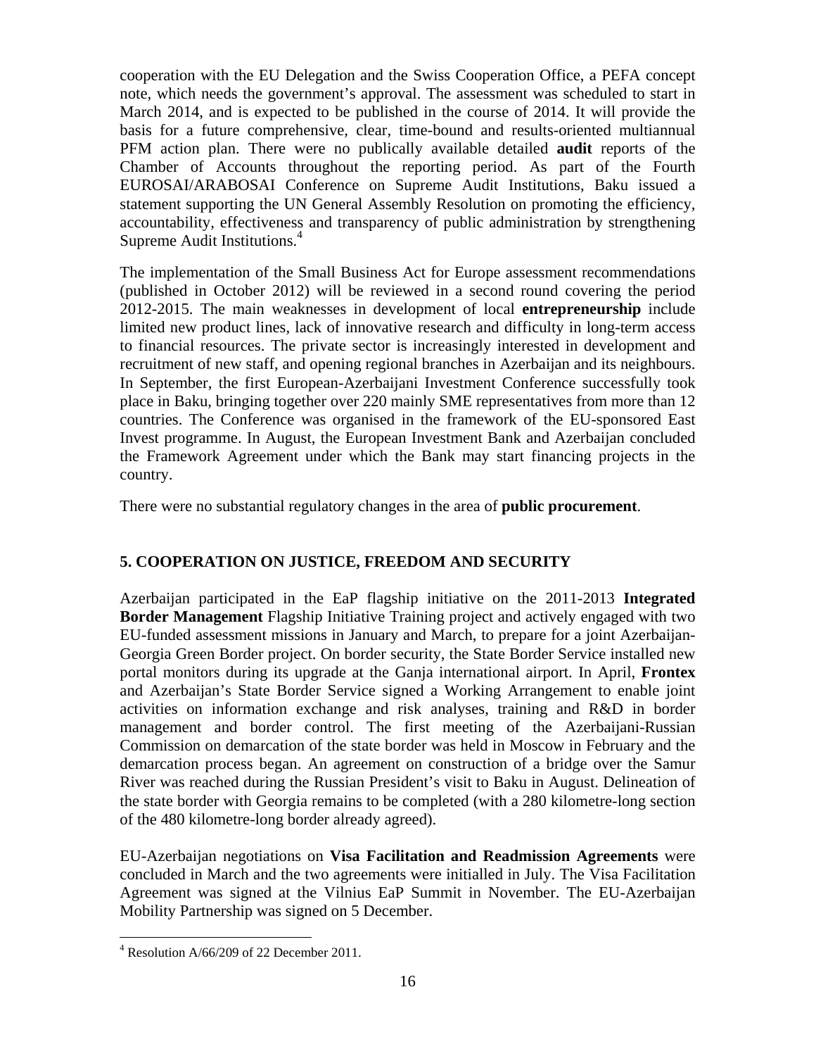cooperation with the EU Delegation and the Swiss Cooperation Office, a PEFA concept note, which needs the government's approval. The assessment was scheduled to start in March 2014, and is expected to be published in the course of 2014. It will provide the basis for a future comprehensive, clear, time-bound and results-oriented multiannual PFM action plan. There were no publically available detailed **audit** reports of the Chamber of Accounts throughout the reporting period. As part of the Fourth EUROSAI/ARABOSAI Conference on Supreme Audit Institutions, Baku issued a statement supporting the UN General Assembly Resolution on promoting the efficiency, accountability, effectiveness and transparency of public administration by strengthening Supreme Audit Institutions.[4]

The implementation of the Small Business Act for Europe assessment recommendations (published in October 2012) will be reviewed in a second round covering the period 2012-2015. The main weaknesses in development of local **entrepreneurship** include limited new product lines, lack of innovative research and difficulty in long-term access to financial resources. The private sector is increasingly interested in development and recruitment of new staff, and opening regional branches in Azerbaijan and its neighbours. In September, the first European-Azerbaijani Investment Conference successfully took place in Baku, bringing together over 220 mainly SME representatives from more than 12 countries. The Conference was organised in the framework of the EU-sponsored East Invest programme. In August, the European Investment Bank and Azerbaijan concluded the Framework Agreement under which the Bank may start financing projects in the country.

There were no substantial regulatory changes in the area of **public procurement**.

## 5. COOPERATION ON JUSTICE, FREEDOM AND SECURITY

Azerbaijan participated in the EaP flagship initiative on the 2011-2013 **Integrated Border Management** Flagship Initiative Training project and actively engaged with two EU-funded assessment missions in January and March, to prepare for a joint Azerbaijan-Georgia Green Border project. On border security, the State Border Service installed new portal monitors during its upgrade at the Ganja international airport. In April, **Frontex** and Azerbaijan's State Border Service signed a Working Arrangement to enable joint activities on information exchange and risk analyses, training and R&D in border management and border control. The first meeting of the Azerbaijani-Russian Commission on demarcation of the state border was held in Moscow in February and the demarcation process began. An agreement on construction of a bridge over the Samur River was reached during the Russian President's visit to Baku in August. Delineation of the state border with Georgia remains to be completed (with a 280 kilometre-long section of the 480 kilometre-long border already agreed).

EU-Azerbaijan negotiations on **Visa Facilitation and Readmission Agreements** were concluded in March and the two agreements were initialled in July. The Visa Facilitation Agreement was signed at the Vilnius EaP Summit in November. The EU-Azerbaijan Mobility Partnership was signed on 5 December.

---

[4] Resolution A/66/209 of 22 December 2011.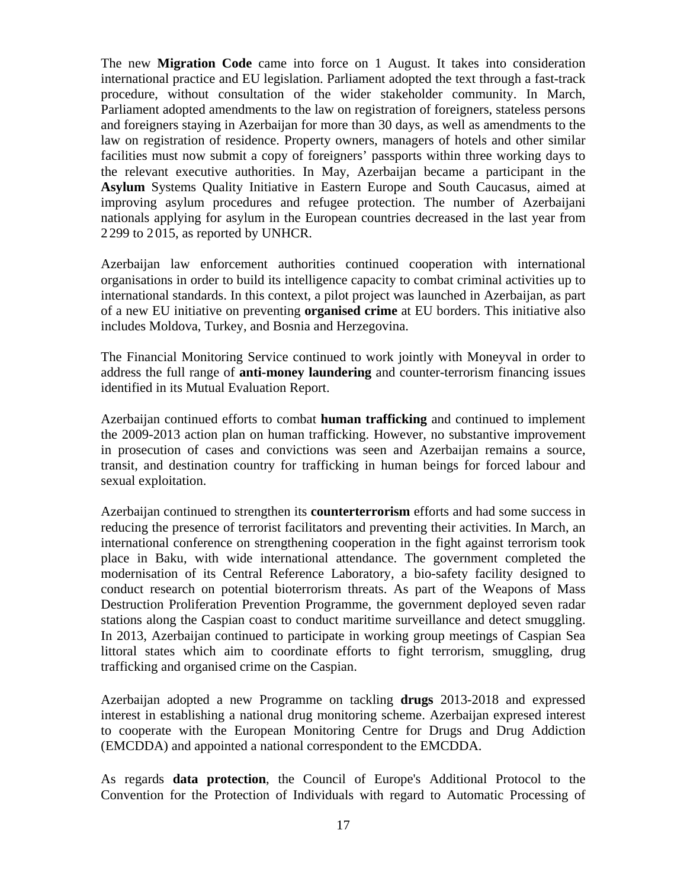The new **Migration Code** came into force on 1 August. It takes into consideration international practice and EU legislation. Parliament adopted the text through a fast-track procedure, without consultation of the wider stakeholder community. In March, Parliament adopted amendments to the law on registration of foreigners, stateless persons and foreigners staying in Azerbaijan for more than 30 days, as well as amendments to the law on registration of residence. Property owners, managers of hotels and other similar facilities must now submit a copy of foreigners' passports within three working days to the relevant executive authorities. In May, Azerbaijan became a participant in the **Asylum** Systems Quality Initiative in Eastern Europe and South Caucasus, aimed at improving asylum procedures and refugee protection. The number of Azerbaijani nationals applying for asylum in the European countries decreased in the last year from 2 299 to 2 015, as reported by UNHCR.

Azerbaijan law enforcement authorities continued cooperation with international organisations in order to build its intelligence capacity to combat criminal activities up to international standards. In this context, a pilot project was launched in Azerbaijan, as part of a new EU initiative on preventing **organised crime** at EU borders. This initiative also includes Moldova, Turkey, and Bosnia and Herzegovina.

The Financial Monitoring Service continued to work jointly with Moneyval in order to address the full range of **anti-money laundering** and counter-terrorism financing issues identified in its Mutual Evaluation Report.

Azerbaijan continued efforts to combat **human trafficking** and continued to implement the 2009-2013 action plan on human trafficking. However, no substantive improvement in prosecution of cases and convictions was seen and Azerbaijan remains a source, transit, and destination country for trafficking in human beings for forced labour and sexual exploitation.

Azerbaijan continued to strengthen its **counterterrorism** efforts and had some success in reducing the presence of terrorist facilitators and preventing their activities. In March, an international conference on strengthening cooperation in the fight against terrorism took place in Baku, with wide international attendance. The government completed the modernisation of its Central Reference Laboratory, a bio-safety facility designed to conduct research on potential bioterrorism threats. As part of the Weapons of Mass Destruction Proliferation Prevention Programme, the government deployed seven radar stations along the Caspian coast to conduct maritime surveillance and detect smuggling. In 2013, Azerbaijan continued to participate in working group meetings of Caspian Sea littoral states which aim to coordinate efforts to fight terrorism, smuggling, drug trafficking and organised crime on the Caspian.

Azerbaijan adopted a new Programme on tackling **drugs** 2013-2018 and expressed interest in establishing a national drug monitoring scheme. Azerbaijan expresed interest to cooperate with the European Monitoring Centre for Drugs and Drug Addiction (EMCDDA) and appointed a national correspondent to the EMCDDA.

As regards **data protection**, the Council of Europe's Additional Protocol to the Convention for the Protection of Individuals with regard to Automatic Processing of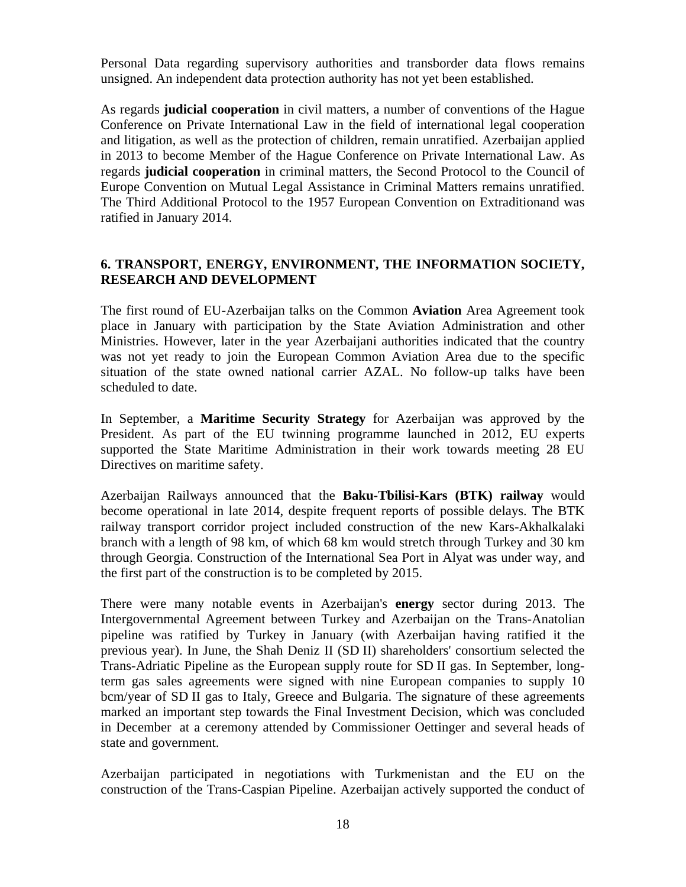Personal Data regarding supervisory authorities and transborder data flows remains unsigned. An independent data protection authority has not yet been established.

As regards **judicial cooperation** in civil matters, a number of conventions of the Hague Conference on Private International Law in the field of international legal cooperation and litigation, as well as the protection of children, remain unratified. Azerbaijan applied in 2013 to become Member of the Hague Conference on Private International Law. As regards **judicial cooperation** in criminal matters, the Second Protocol to the Council of Europe Convention on Mutual Legal Assistance in Criminal Matters remains unratified. The Third Additional Protocol to the 1957 European Convention on Extraditionand was ratified in January 2014.

## 6. TRANSPORT, ENERGY, ENVIRONMENT, THE INFORMATION SOCIETY, RESEARCH AND DEVELOPMENT

The first round of EU-Azerbaijan talks on the Common **Aviation** Area Agreement took place in January with participation by the State Aviation Administration and other Ministries. However, later in the year Azerbaijani authorities indicated that the country was not yet ready to join the European Common Aviation Area due to the specific situation of the state owned national carrier AZAL. No follow-up talks have been scheduled to date.

In September, a **Maritime Security Strategy** for Azerbaijan was approved by the President. As part of the EU twinning programme launched in 2012, EU experts supported the State Maritime Administration in their work towards meeting 28 EU Directives on maritime safety.

Azerbaijan Railways announced that the **Baku-Tbilisi-Kars (BTK) railway** would become operational in late 2014, despite frequent reports of possible delays. The BTK railway transport corridor project included construction of the new Kars-Akhalkalaki branch with a length of 98 km, of which 68 km would stretch through Turkey and 30 km through Georgia. Construction of the International Sea Port in Alyat was under way, and the first part of the construction is to be completed by 2015.

There were many notable events in Azerbaijan's **energy** sector during 2013. The Intergovernmental Agreement between Turkey and Azerbaijan on the Trans-Anatolian pipeline was ratified by Turkey in January (with Azerbaijan having ratified it the previous year). In June, the Shah Deniz II (SD II) shareholders' consortium selected the Trans-Adriatic Pipeline as the European supply route for SD II gas. In September, long-term gas sales agreements were signed with nine European companies to supply 10 bcm/year of SD II gas to Italy, Greece and Bulgaria. The signature of these agreements marked an important step towards the Final Investment Decision, which was concluded in December at a ceremony attended by Commissioner Oettinger and several heads of state and government.

Azerbaijan participated in negotiations with Turkmenistan and the EU on the construction of the Trans-Caspian Pipeline. Azerbaijan actively supported the conduct of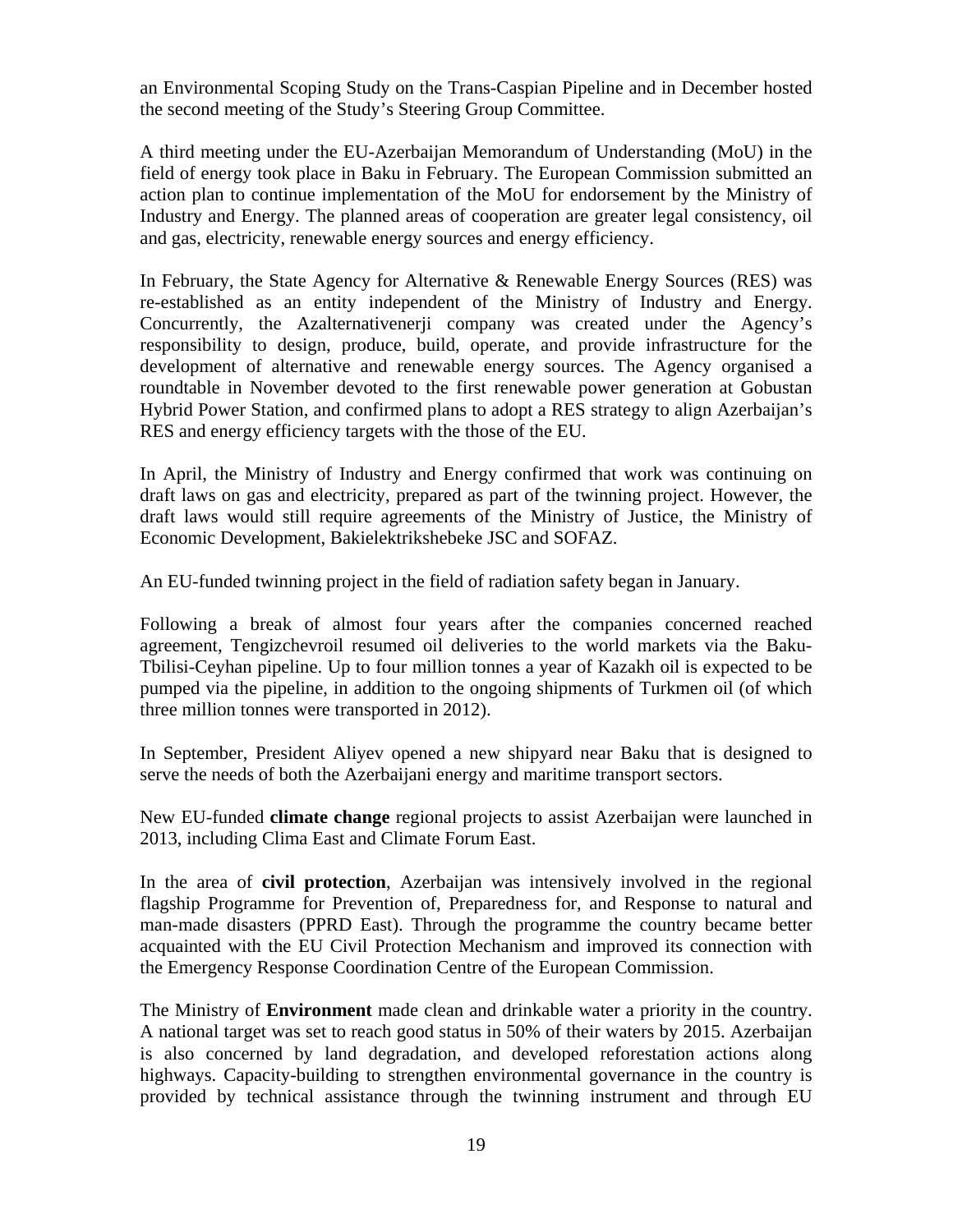an Environmental Scoping Study on the Trans-Caspian Pipeline and in December hosted the second meeting of the Study's Steering Group Committee.

A third meeting under the EU-Azerbaijan Memorandum of Understanding (MoU) in the field of energy took place in Baku in February. The European Commission submitted an action plan to continue implementation of the MoU for endorsement by the Ministry of Industry and Energy. The planned areas of cooperation are greater legal consistency, oil and gas, electricity, renewable energy sources and energy efficiency.

In February, the State Agency for Alternative & Renewable Energy Sources (RES) was re-established as an entity independent of the Ministry of Industry and Energy. Concurrently, the Azalternativenerji company was created under the Agency's responsibility to design, produce, build, operate, and provide infrastructure for the development of alternative and renewable energy sources. The Agency organised a roundtable in November devoted to the first renewable power generation at Gobustan Hybrid Power Station, and confirmed plans to adopt a RES strategy to align Azerbaijan's RES and energy efficiency targets with the those of the EU.

In April, the Ministry of Industry and Energy confirmed that work was continuing on draft laws on gas and electricity, prepared as part of the twinning project. However, the draft laws would still require agreements of the Ministry of Justice, the Ministry of Economic Development, Bakielektrikshebeke JSC and SOFAZ.

An EU-funded twinning project in the field of radiation safety began in January.

Following a break of almost four years after the companies concerned reached agreement, Tengizchevroil resumed oil deliveries to the world markets via the Baku-Tbilisi-Ceyhan pipeline. Up to four million tonnes a year of Kazakh oil is expected to be pumped via the pipeline, in addition to the ongoing shipments of Turkmen oil (of which three million tonnes were transported in 2012).

In September, President Aliyev opened a new shipyard near Baku that is designed to serve the needs of both the Azerbaijani energy and maritime transport sectors.

New EU-funded **climate change** regional projects to assist Azerbaijan were launched in 2013, including Clima East and Climate Forum East.

In the area of **civil protection**, Azerbaijan was intensively involved in the regional flagship Programme for Prevention of, Preparedness for, and Response to natural and man-made disasters (PPRD East). Through the programme the country became better acquainted with the EU Civil Protection Mechanism and improved its connection with the Emergency Response Coordination Centre of the European Commission.

The Ministry of **Environment** made clean and drinkable water a priority in the country. A national target was set to reach good status in 50% of their waters by 2015. Azerbaijan is also concerned by land degradation, and developed reforestation actions along highways. Capacity-building to strengthen environmental governance in the country is provided by technical assistance through the twinning instrument and through EU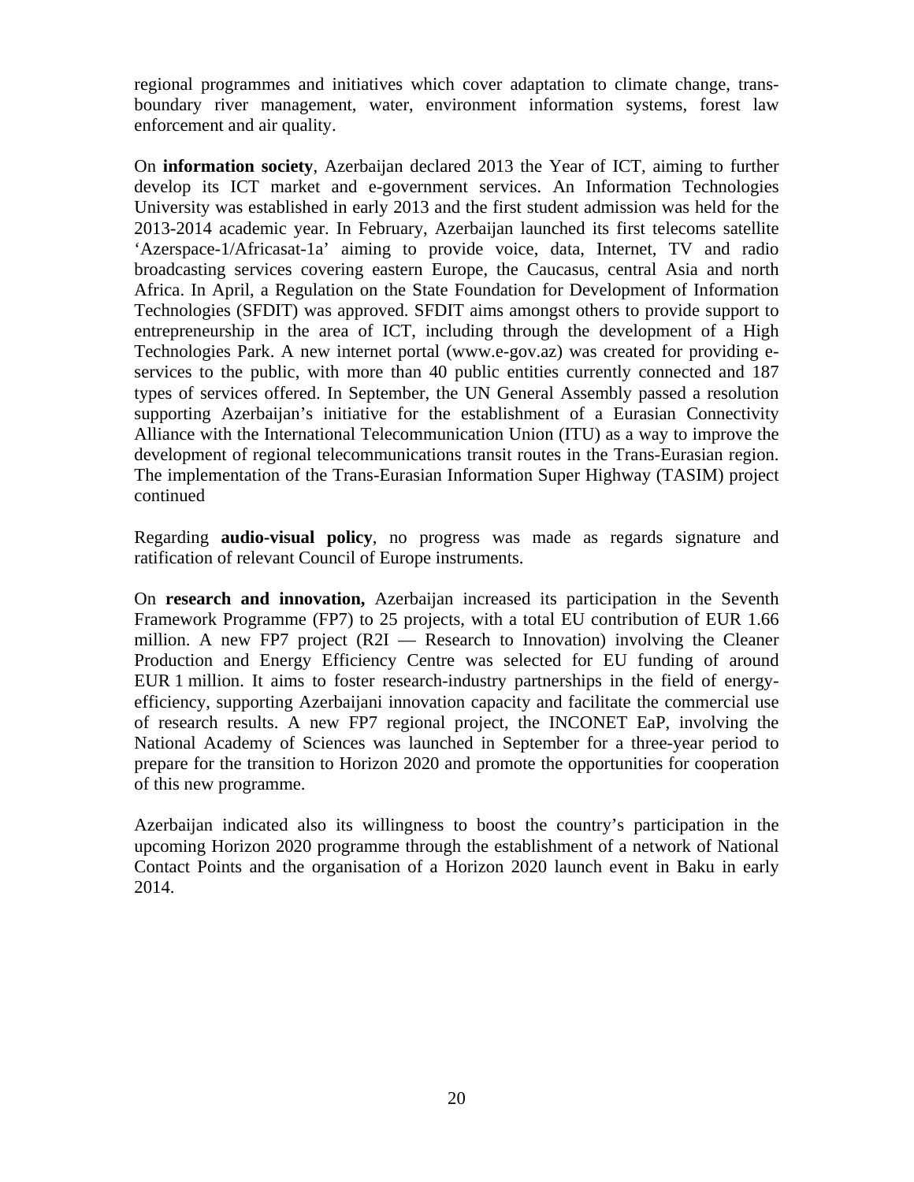regional programmes and initiatives which cover adaptation to climate change, trans-boundary river management, water, environment information systems, forest law enforcement and air quality.

On **information society**, Azerbaijan declared 2013 the Year of ICT, aiming to further develop its ICT market and e-government services. An Information Technologies University was established in early 2013 and the first student admission was held for the 2013-2014 academic year. In February, Azerbaijan launched its first telecoms satellite 'Azerspace-1/Africasat-1a' aiming to provide voice, data, Internet, TV and radio broadcasting services covering eastern Europe, the Caucasus, central Asia and north Africa. In April, a Regulation on the State Foundation for Development of Information Technologies (SFDIT) was approved. SFDIT aims amongst others to provide support to entrepreneurship in the area of ICT, including through the development of a High Technologies Park. A new internet portal (www.e-gov.az) was created for providing e-services to the public, with more than 40 public entities currently connected and 187 types of services offered. In September, the UN General Assembly passed a resolution supporting Azerbaijan's initiative for the establishment of a Eurasian Connectivity Alliance with the International Telecommunication Union (ITU) as a way to improve the development of regional telecommunications transit routes in the Trans-Eurasian region. The implementation of the Trans-Eurasian Information Super Highway (TASIM) project continued

Regarding **audio-visual policy**, no progress was made as regards signature and ratification of relevant Council of Europe instruments.

On **research and innovation,** Azerbaijan increased its participation in the Seventh Framework Programme (FP7) to 25 projects, with a total EU contribution of EUR 1.66 million. A new FP7 project (R2I — Research to Innovation) involving the Cleaner Production and Energy Efficiency Centre was selected for EU funding of around EUR 1 million. It aims to foster research-industry partnerships in the field of energy-efficiency, supporting Azerbaijani innovation capacity and facilitate the commercial use of research results. A new FP7 regional project, the INCONET EaP, involving the National Academy of Sciences was launched in September for a three-year period to prepare for the transition to Horizon 2020 and promote the opportunities for cooperation of this new programme.

Azerbaijan indicated also its willingness to boost the country's participation in the upcoming Horizon 2020 programme through the establishment of a network of National Contact Points and the organisation of a Horizon 2020 launch event in Baku in early 2014.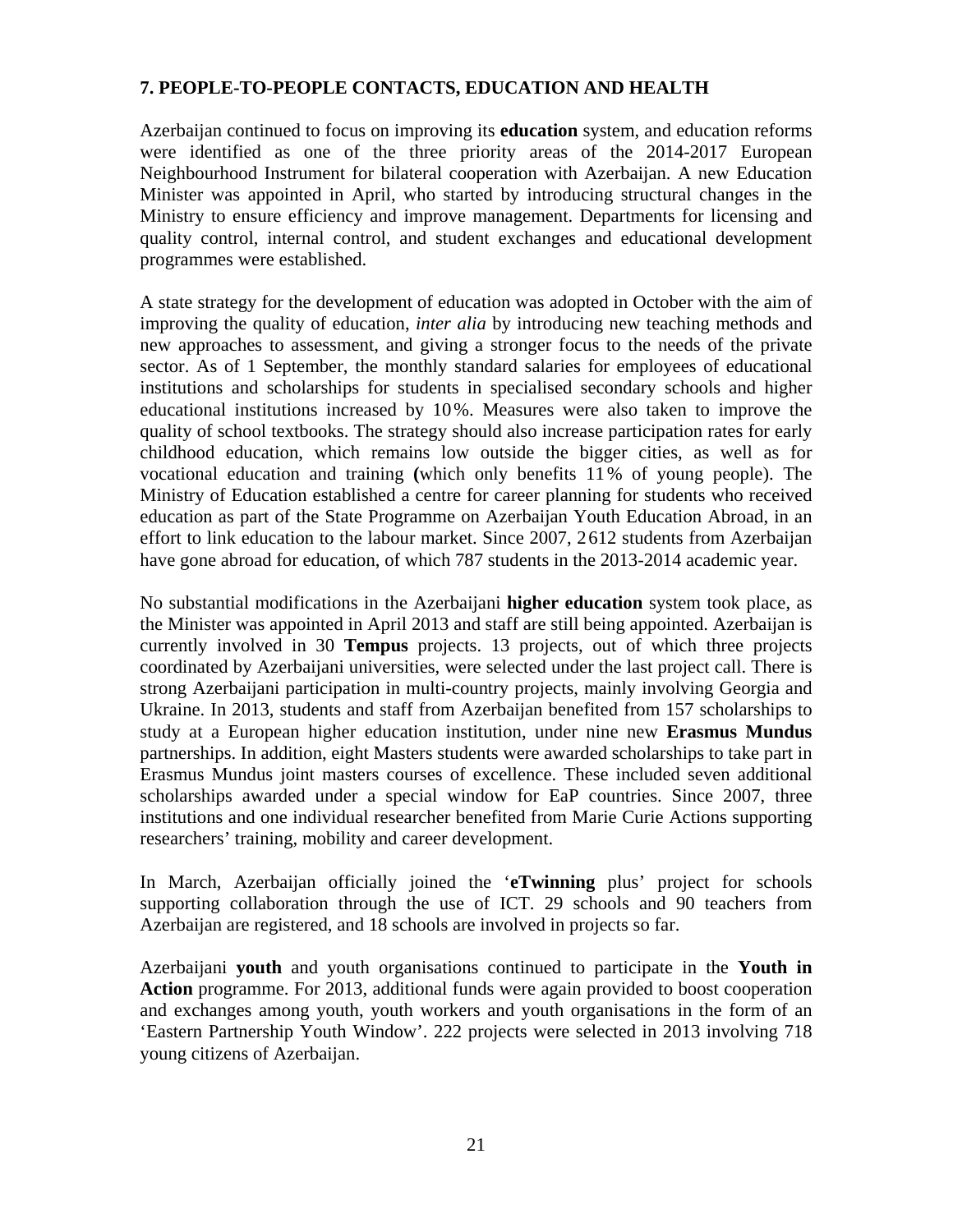## 7. PEOPLE-TO-PEOPLE CONTACTS, EDUCATION AND HEALTH

Azerbaijan continued to focus on improving its **education** system, and education reforms were identified as one of the three priority areas of the 2014-2017 European Neighbourhood Instrument for bilateral cooperation with Azerbaijan. A new Education Minister was appointed in April, who started by introducing structural changes in the Ministry to ensure efficiency and improve management. Departments for licensing and quality control, internal control, and student exchanges and educational development programmes were established.

A state strategy for the development of education was adopted in October with the aim of improving the quality of education, *inter alia* by introducing new teaching methods and new approaches to assessment, and giving a stronger focus to the needs of the private sector. As of 1 September, the monthly standard salaries for employees of educational institutions and scholarships for students in specialised secondary schools and higher educational institutions increased by 10%. Measures were also taken to improve the quality of school textbooks. The strategy should also increase participation rates for early childhood education, which remains low outside the bigger cities, as well as for vocational education and training (which only benefits 11% of young people). The Ministry of Education established a centre for career planning for students who received education as part of the State Programme on Azerbaijan Youth Education Abroad, in an effort to link education to the labour market. Since 2007, 2612 students from Azerbaijan have gone abroad for education, of which 787 students in the 2013-2014 academic year.

No substantial modifications in the Azerbaijani **higher education** system took place, as the Minister was appointed in April 2013 and staff are still being appointed. Azerbaijan is currently involved in 30 **Tempus** projects. 13 projects, out of which three projects coordinated by Azerbaijani universities, were selected under the last project call. There is strong Azerbaijani participation in multi-country projects, mainly involving Georgia and Ukraine. In 2013, students and staff from Azerbaijan benefited from 157 scholarships to study at a European higher education institution, under nine new **Erasmus Mundus** partnerships. In addition, eight Masters students were awarded scholarships to take part in Erasmus Mundus joint masters courses of excellence. These included seven additional scholarships awarded under a special window for EaP countries. Since 2007, three institutions and one individual researcher benefited from Marie Curie Actions supporting researchers' training, mobility and career development.

In March, Azerbaijan officially joined the '**eTwinning** plus' project for schools supporting collaboration through the use of ICT. 29 schools and 90 teachers from Azerbaijan are registered, and 18 schools are involved in projects so far.

Azerbaijani **youth** and youth organisations continued to participate in the **Youth in Action** programme. For 2013, additional funds were again provided to boost cooperation and exchanges among youth, youth workers and youth organisations in the form of an 'Eastern Partnership Youth Window'. 222 projects were selected in 2013 involving 718 young citizens of Azerbaijan.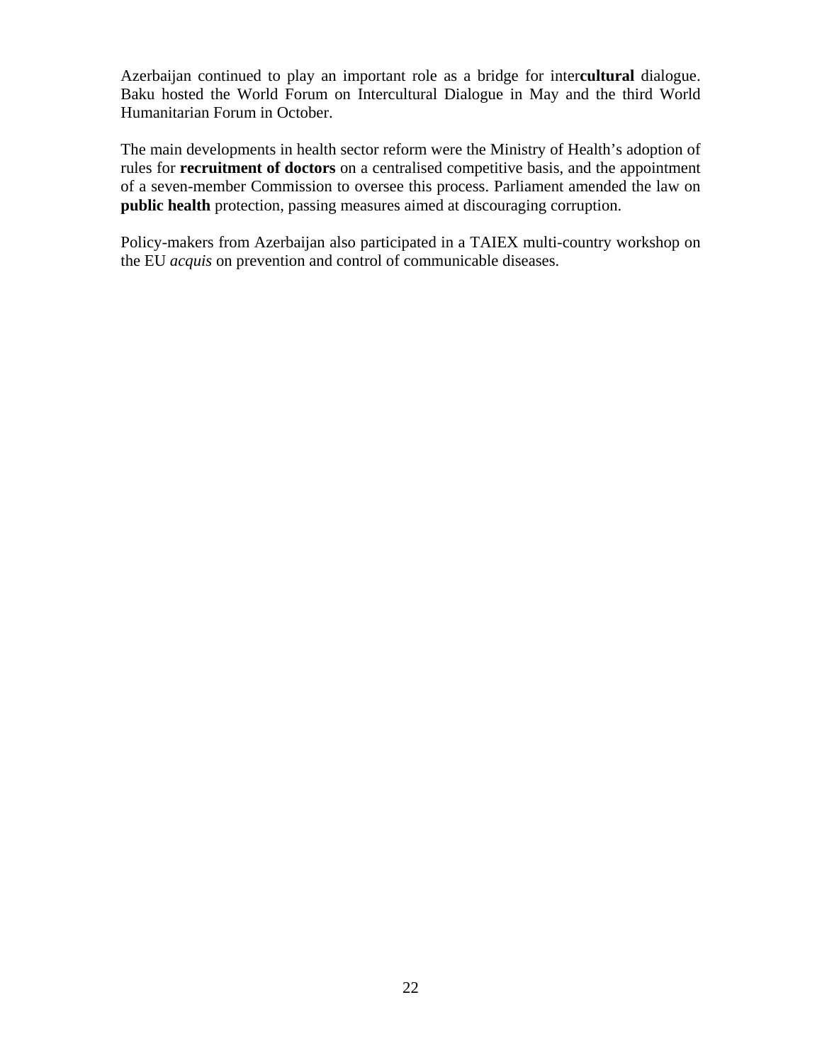Azerbaijan continued to play an important role as a bridge for inter**cultural** dialogue. Baku hosted the World Forum on Intercultural Dialogue in May and the third World Humanitarian Forum in October.

The main developments in health sector reform were the Ministry of Health's adoption of rules for **recruitment of doctors** on a centralised competitive basis, and the appointment of a seven-member Commission to oversee this process. Parliament amended the law on **public health** protection, passing measures aimed at discouraging corruption.

Policy-makers from Azerbaijan also participated in a TAIEX multi-country workshop on the EU *acquis* on prevention and control of communicable diseases.